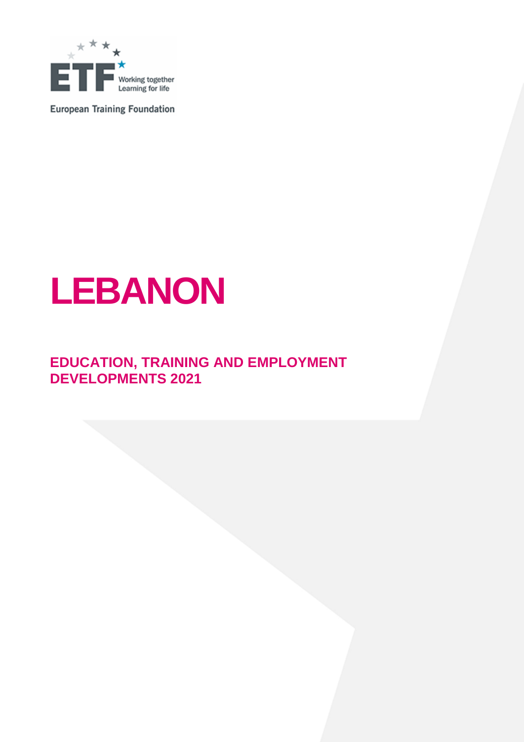European Training Foundation

# LEBANON

## EDUCATION, TRAINING AND EMPLOYMENT DEVELOPMENTS 2021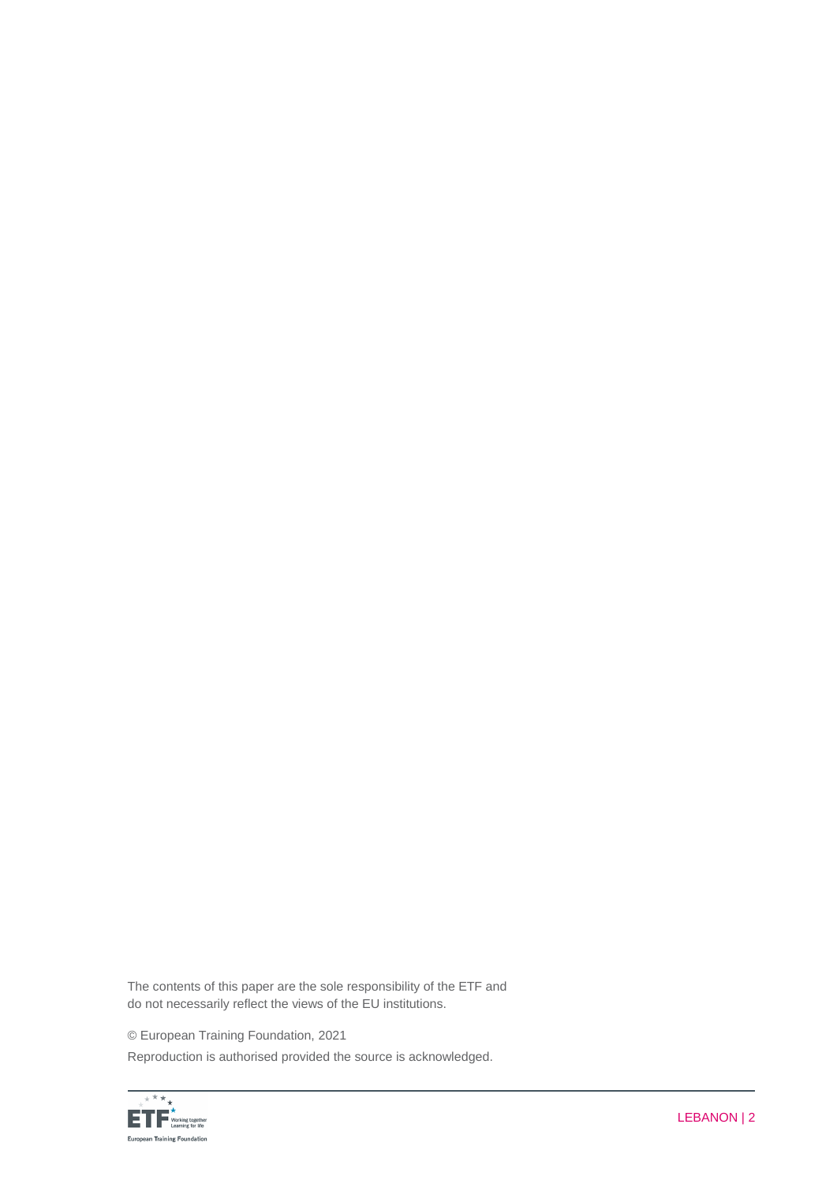The contents of this paper are the sole responsibility of the ETF and do not necessarily reflect the views of the EU institutions.

© European Training Foundation, 2021

Reproduction is authorised provided the source is acknowledged.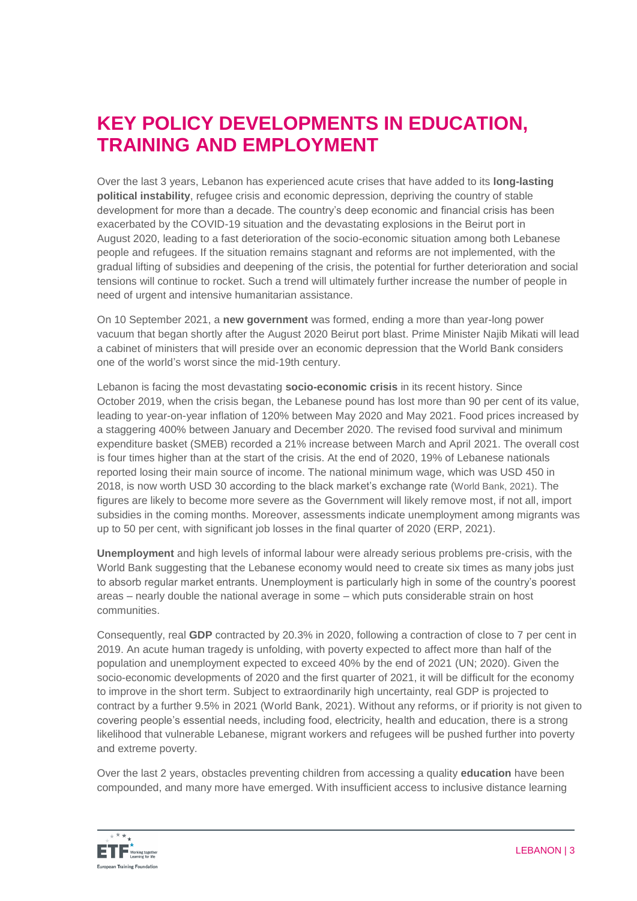# KEY POLICY DEVELOPMENTS IN EDUCATION, TRAINING AND EMPLOYMENT

Over the last 3 years, Lebanon has experienced acute crises that have added to its **long-lasting political instability**, refugee crisis and economic depression, depriving the country of stable development for more than a decade. The country's deep economic and financial crisis has been exacerbated by the COVID-19 situation and the devastating explosions in the Beirut port in August 2020, leading to a fast deterioration of the socio-economic situation among both Lebanese people and refugees. If the situation remains stagnant and reforms are not implemented, with the gradual lifting of subsidies and deepening of the crisis, the potential for further deterioration and social tensions will continue to rocket. Such a trend will ultimately further increase the number of people in need of urgent and intensive humanitarian assistance.

On 10 September 2021, a **new government** was formed, ending a more than year-long power vacuum that began shortly after the August 2020 Beirut port blast. Prime Minister Najib Mikati will lead a cabinet of ministers that will preside over an economic depression that the World Bank considers one of the world's worst since the mid-19th century.

Lebanon is facing the most devastating **socio-economic crisis** in its recent history. Since October 2019, when the crisis began, the Lebanese pound has lost more than 90 per cent of its value, leading to year-on-year inflation of 120% between May 2020 and May 2021. Food prices increased by a staggering 400% between January and December 2020. The revised food survival and minimum expenditure basket (SMEB) recorded a 21% increase between March and April 2021. The overall cost is four times higher than at the start of the crisis. At the end of 2020, 19% of Lebanese nationals reported losing their main source of income. The national minimum wage, which was USD 450 in 2018, is now worth USD 30 according to the black market's exchange rate (World Bank, 2021). The figures are likely to become more severe as the Government will likely remove most, if not all, import subsidies in the coming months. Moreover, assessments indicate unemployment among migrants was up to 50 per cent, with significant job losses in the final quarter of 2020 (ERP, 2021).

**Unemployment** and high levels of informal labour were already serious problems pre-crisis, with the World Bank suggesting that the Lebanese economy would need to create six times as many jobs just to absorb regular market entrants. Unemployment is particularly high in some of the country's poorest areas – nearly double the national average in some – which puts considerable strain on host communities.

Consequently, real **GDP** contracted by 20.3% in 2020, following a contraction of close to 7 per cent in 2019. An acute human tragedy is unfolding, with poverty expected to affect more than half of the population and unemployment expected to exceed 40% by the end of 2021 (UN; 2020). Given the socio-economic developments of 2020 and the first quarter of 2021, it will be difficult for the economy to improve in the short term. Subject to extraordinarily high uncertainty, real GDP is projected to contract by a further 9.5% in 2021 (World Bank, 2021). Without any reforms, or if priority is not given to covering people's essential needs, including food, electricity, health and education, there is a strong likelihood that vulnerable Lebanese, migrant workers and refugees will be pushed further into poverty and extreme poverty.

Over the last 2 years, obstacles preventing children from accessing a quality **education** have been compounded, and many more have emerged. With insufficient access to inclusive distance learning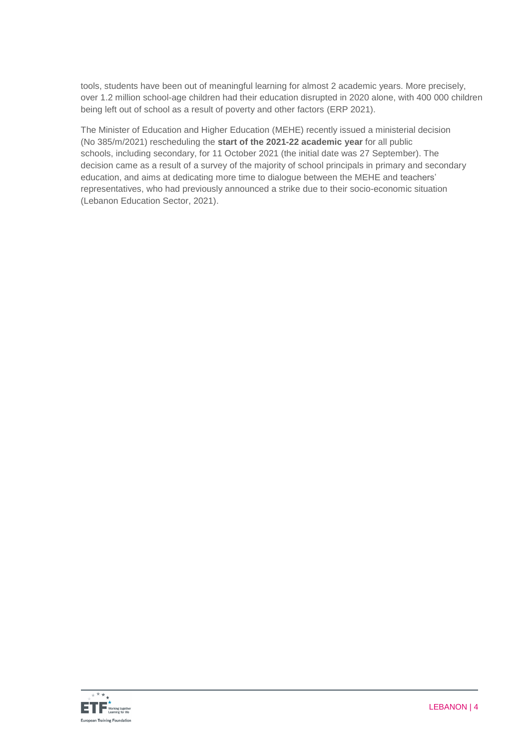tools, students have been out of meaningful learning for almost 2 academic years. More precisely, over 1.2 million school-age children had their education disrupted in 2020 alone, with 400 000 children being left out of school as a result of poverty and other factors (ERP 2021).

The Minister of Education and Higher Education (MEHE) recently issued a ministerial decision (No 385/m/2021) rescheduling the **start of the 2021-22 academic year** for all public schools, including secondary, for 11 October 2021 (the initial date was 27 September). The decision came as a result of a survey of the majority of school principals in primary and secondary education, and aims at dedicating more time to dialogue between the MEHE and teachers' representatives, who had previously announced a strike due to their socio-economic situation (Lebanon Education Sector, 2021).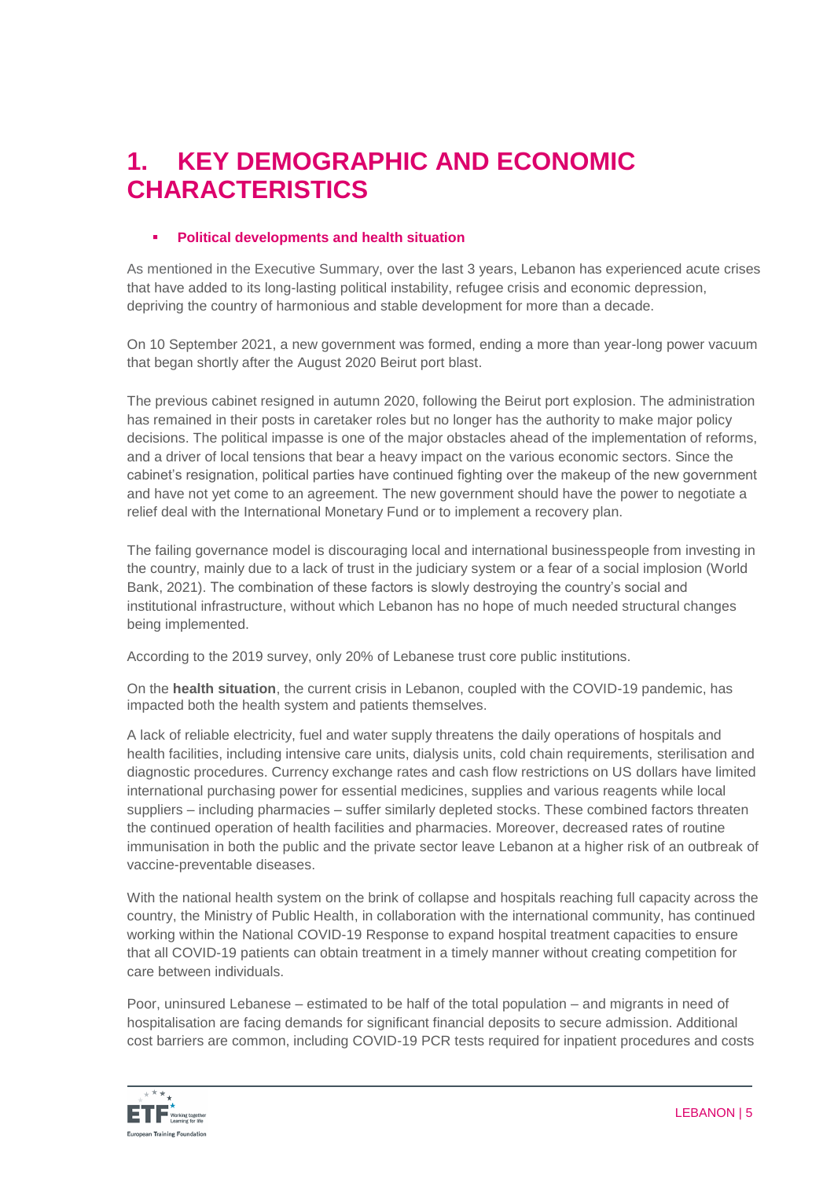# 1. KEY DEMOGRAPHIC AND ECONOMIC CHARACTERISTICS

- **Political developments and health situation**

As mentioned in the Executive Summary, over the last 3 years, Lebanon has experienced acute crises that have added to its long-lasting political instability, refugee crisis and economic depression, depriving the country of harmonious and stable development for more than a decade.

On 10 September 2021, a new government was formed, ending a more than year-long power vacuum that began shortly after the August 2020 Beirut port blast.

The previous cabinet resigned in autumn 2020, following the Beirut port explosion. The administration has remained in their posts in caretaker roles but no longer has the authority to make major policy decisions. The political impasse is one of the major obstacles ahead of the implementation of reforms, and a driver of local tensions that bear a heavy impact on the various economic sectors. Since the cabinet's resignation, political parties have continued fighting over the makeup of the new government and have not yet come to an agreement. The new government should have the power to negotiate a relief deal with the International Monetary Fund or to implement a recovery plan.

The failing governance model is discouraging local and international businesspeople from investing in the country, mainly due to a lack of trust in the judiciary system or a fear of a social implosion (World Bank, 2021). The combination of these factors is slowly destroying the country's social and institutional infrastructure, without which Lebanon has no hope of much needed structural changes being implemented.

According to the 2019 survey, only 20% of Lebanese trust core public institutions.

On the **health situation**, the current crisis in Lebanon, coupled with the COVID-19 pandemic, has impacted both the health system and patients themselves.

A lack of reliable electricity, fuel and water supply threatens the daily operations of hospitals and health facilities, including intensive care units, dialysis units, cold chain requirements, sterilisation and diagnostic procedures. Currency exchange rates and cash flow restrictions on US dollars have limited international purchasing power for essential medicines, supplies and various reagents while local suppliers – including pharmacies – suffer similarly depleted stocks. These combined factors threaten the continued operation of health facilities and pharmacies. Moreover, decreased rates of routine immunisation in both the public and the private sector leave Lebanon at a higher risk of an outbreak of vaccine-preventable diseases.

With the national health system on the brink of collapse and hospitals reaching full capacity across the country, the Ministry of Public Health, in collaboration with the international community, has continued working within the National COVID-19 Response to expand hospital treatment capacities to ensure that all COVID-19 patients can obtain treatment in a timely manner without creating competition for care between individuals.

Poor, uninsured Lebanese – estimated to be half of the total population – and migrants in need of hospitalisation are facing demands for significant financial deposits to secure admission. Additional cost barriers are common, including COVID-19 PCR tests required for inpatient procedures and costs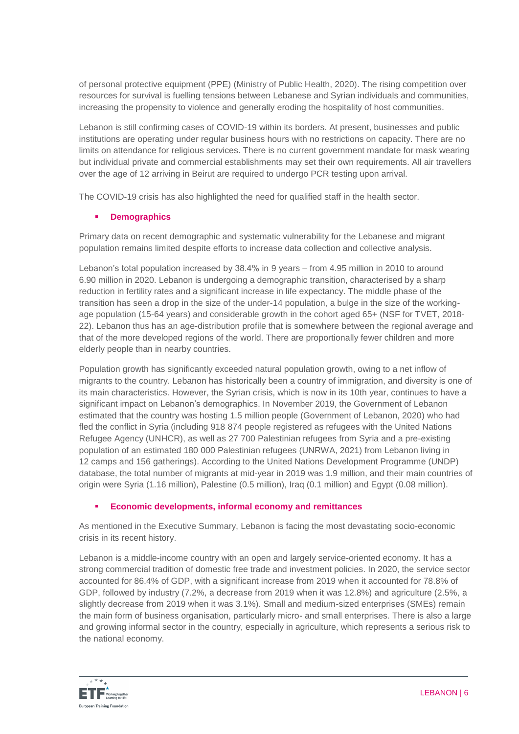of personal protective equipment (PPE) (Ministry of Public Health, 2020). The rising competition over resources for survival is fuelling tensions between Lebanese and Syrian individuals and communities, increasing the propensity to violence and generally eroding the hospitality of host communities.

Lebanon is still confirming cases of COVID-19 within its borders. At present, businesses and public institutions are operating under regular business hours with no restrictions on capacity. There are no limits on attendance for religious services. There is no current government mandate for mask wearing but individual private and commercial establishments may set their own requirements. All air travellers over the age of 12 arriving in Beirut are required to undergo PCR testing upon arrival.

The COVID-19 crisis has also highlighted the need for qualified staff in the health sector.

- **Demographics**

Primary data on recent demographic and systematic vulnerability for the Lebanese and migrant population remains limited despite efforts to increase data collection and collective analysis.

Lebanon's total population increased by 38.4% in 9 years – from 4.95 million in 2010 to around 6.90 million in 2020. Lebanon is undergoing a demographic transition, characterised by a sharp reduction in fertility rates and a significant increase in life expectancy. The middle phase of the transition has seen a drop in the size of the under-14 population, a bulge in the size of the working-age population (15-64 years) and considerable growth in the cohort aged 65+ (NSF for TVET, 2018-22). Lebanon thus has an age-distribution profile that is somewhere between the regional average and that of the more developed regions of the world. There are proportionally fewer children and more elderly people than in nearby countries.

Population growth has significantly exceeded natural population growth, owing to a net inflow of migrants to the country. Lebanon has historically been a country of immigration, and diversity is one of its main characteristics. However, the Syrian crisis, which is now in its 10th year, continues to have a significant impact on Lebanon's demographics. In November 2019, the Government of Lebanon estimated that the country was hosting 1.5 million people (Government of Lebanon, 2020) who had fled the conflict in Syria (including 918 874 people registered as refugees with the United Nations Refugee Agency (UNHCR), as well as 27 700 Palestinian refugees from Syria and a pre-existing population of an estimated 180 000 Palestinian refugees (UNRWA, 2021) from Lebanon living in 12 camps and 156 gatherings). According to the United Nations Development Programme (UNDP) database, the total number of migrants at mid-year in 2019 was 1.9 million, and their main countries of origin were Syria (1.16 million), Palestine (0.5 million), Iraq (0.1 million) and Egypt (0.08 million).

- **Economic developments, informal economy and remittances**

As mentioned in the Executive Summary, Lebanon is facing the most devastating socio-economic crisis in its recent history.

Lebanon is a middle-income country with an open and largely service-oriented economy. It has a strong commercial tradition of domestic free trade and investment policies. In 2020, the service sector accounted for 86.4% of GDP, with a significant increase from 2019 when it accounted for 78.8% of GDP, followed by industry (7.2%, a decrease from 2019 when it was 12.8%) and agriculture (2.5%, a slightly decrease from 2019 when it was 3.1%). Small and medium-sized enterprises (SMEs) remain the main form of business organisation, particularly micro- and small enterprises. There is also a large and growing informal sector in the country, especially in agriculture, which represents a serious risk to the national economy.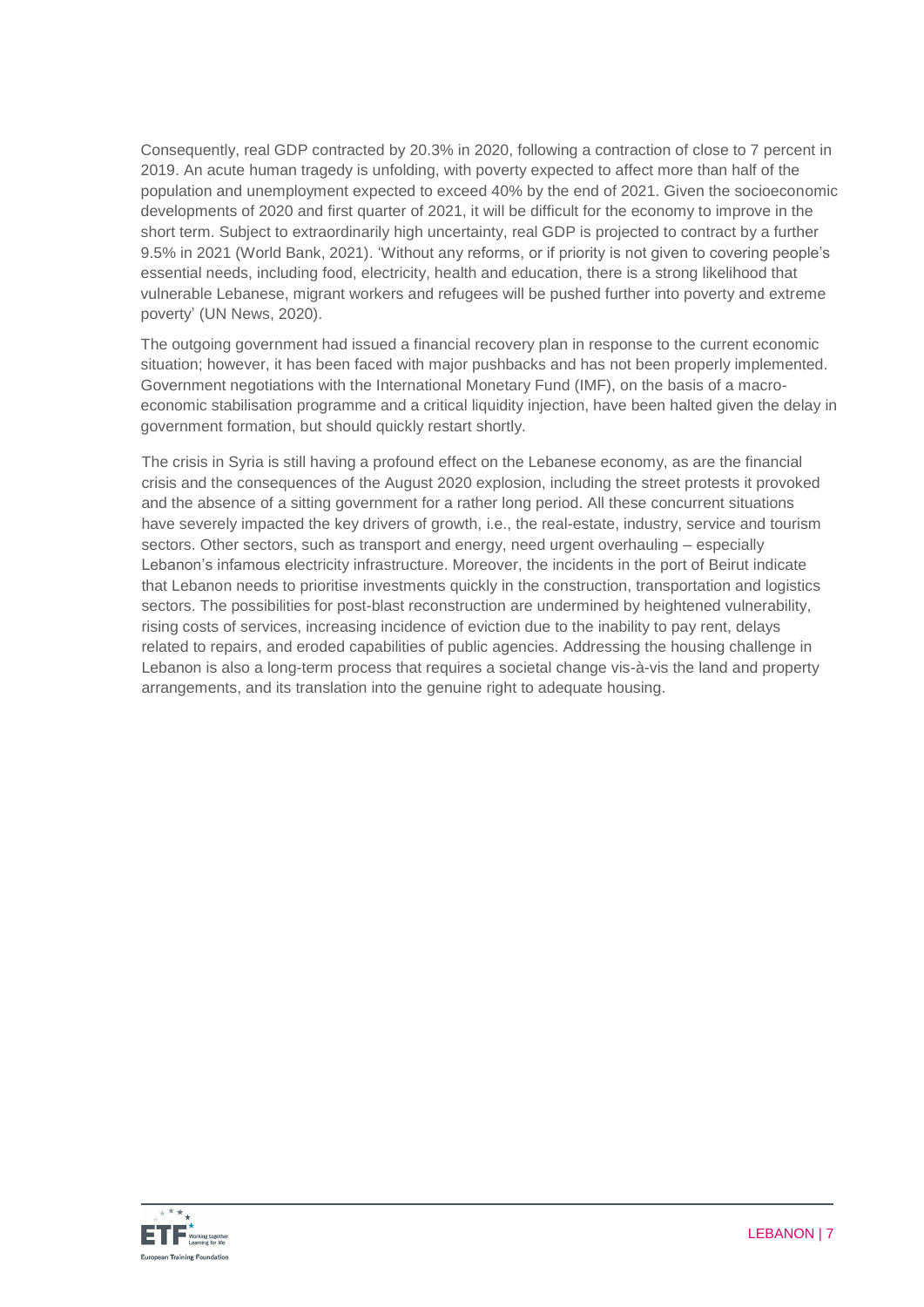Consequently, real GDP contracted by 20.3% in 2020, following a contraction of close to 7 percent in 2019. An acute human tragedy is unfolding, with poverty expected to affect more than half of the population and unemployment expected to exceed 40% by the end of 2021. Given the socioeconomic developments of 2020 and first quarter of 2021, it will be difficult for the economy to improve in the short term. Subject to extraordinarily high uncertainty, real GDP is projected to contract by a further 9.5% in 2021 (World Bank, 2021). 'Without any reforms, or if priority is not given to covering people's essential needs, including food, electricity, health and education, there is a strong likelihood that vulnerable Lebanese, migrant workers and refugees will be pushed further into poverty and extreme poverty' (UN News, 2020).

The outgoing government had issued a financial recovery plan in response to the current economic situation; however, it has been faced with major pushbacks and has not been properly implemented. Government negotiations with the International Monetary Fund (IMF), on the basis of a macro-economic stabilisation programme and a critical liquidity injection, have been halted given the delay in government formation, but should quickly restart shortly.

The crisis in Syria is still having a profound effect on the Lebanese economy, as are the financial crisis and the consequences of the August 2020 explosion, including the street protests it provoked and the absence of a sitting government for a rather long period. All these concurrent situations have severely impacted the key drivers of growth, i.e., the real-estate, industry, service and tourism sectors. Other sectors, such as transport and energy, need urgent overhauling – especially Lebanon's infamous electricity infrastructure. Moreover, the incidents in the port of Beirut indicate that Lebanon needs to prioritise investments quickly in the construction, transportation and logistics sectors. The possibilities for post-blast reconstruction are undermined by heightened vulnerability, rising costs of services, increasing incidence of eviction due to the inability to pay rent, delays related to repairs, and eroded capabilities of public agencies. Addressing the housing challenge in Lebanon is also a long-term process that requires a societal change vis-à-vis the land and property arrangements, and its translation into the genuine right to adequate housing.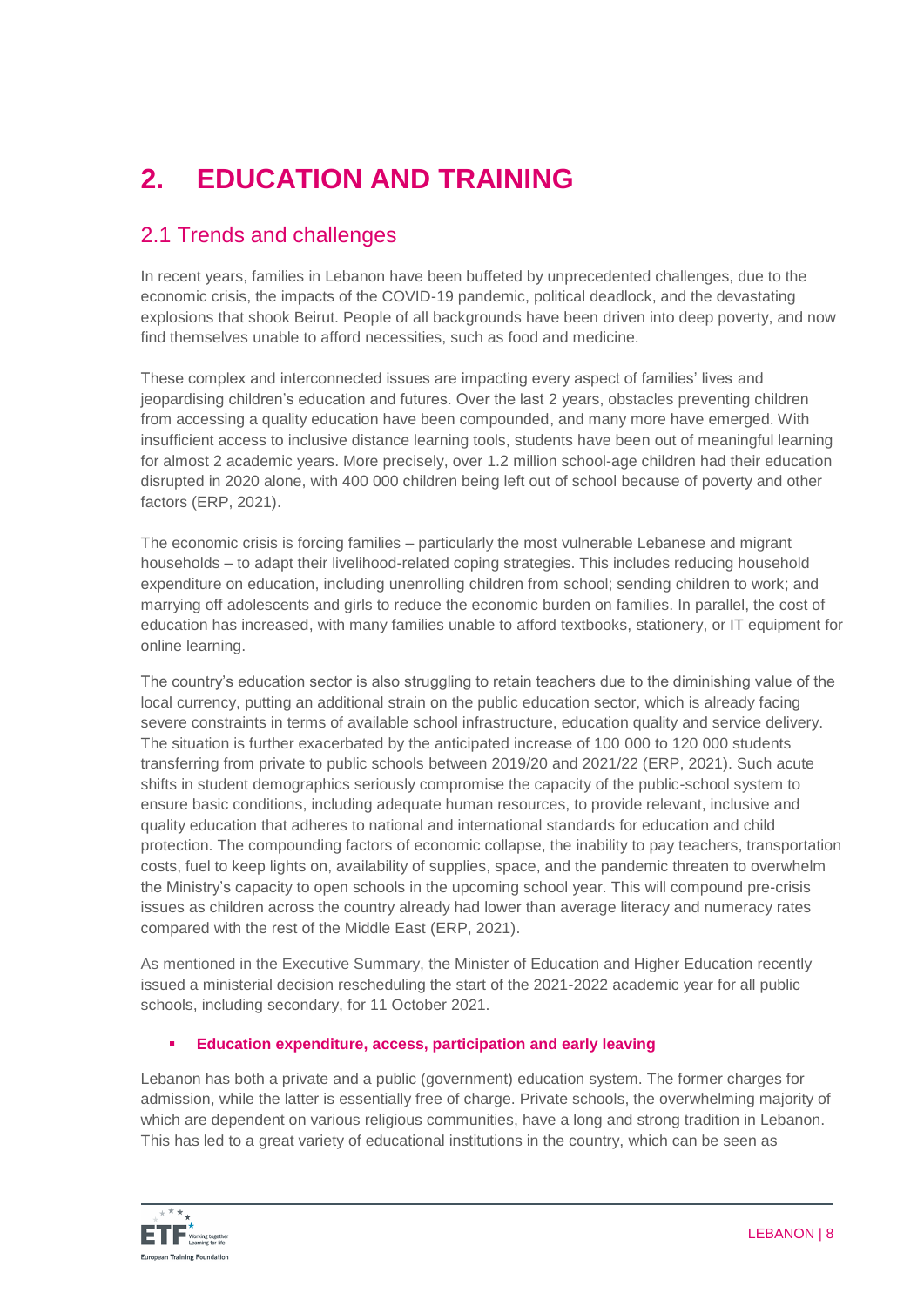# 2. EDUCATION AND TRAINING

## 2.1 Trends and challenges

In recent years, families in Lebanon have been buffeted by unprecedented challenges, due to the economic crisis, the impacts of the COVID-19 pandemic, political deadlock, and the devastating explosions that shook Beirut. People of all backgrounds have been driven into deep poverty, and now find themselves unable to afford necessities, such as food and medicine.

These complex and interconnected issues are impacting every aspect of families' lives and jeopardising children's education and futures. Over the last 2 years, obstacles preventing children from accessing a quality education have been compounded, and many more have emerged. With insufficient access to inclusive distance learning tools, students have been out of meaningful learning for almost 2 academic years. More precisely, over 1.2 million school-age children had their education disrupted in 2020 alone, with 400 000 children being left out of school because of poverty and other factors (ERP, 2021).

The economic crisis is forcing families – particularly the most vulnerable Lebanese and migrant households – to adapt their livelihood-related coping strategies. This includes reducing household expenditure on education, including unenrolling children from school; sending children to work; and marrying off adolescents and girls to reduce the economic burden on families. In parallel, the cost of education has increased, with many families unable to afford textbooks, stationery, or IT equipment for online learning.

The country's education sector is also struggling to retain teachers due to the diminishing value of the local currency, putting an additional strain on the public education sector, which is already facing severe constraints in terms of available school infrastructure, education quality and service delivery. The situation is further exacerbated by the anticipated increase of 100 000 to 120 000 students transferring from private to public schools between 2019/20 and 2021/22 (ERP, 2021). Such acute shifts in student demographics seriously compromise the capacity of the public-school system to ensure basic conditions, including adequate human resources, to provide relevant, inclusive and quality education that adheres to national and international standards for education and child protection. The compounding factors of economic collapse, the inability to pay teachers, transportation costs, fuel to keep lights on, availability of supplies, space, and the pandemic threaten to overwhelm the Ministry's capacity to open schools in the upcoming school year. This will compound pre-crisis issues as children across the country already had lower than average literacy and numeracy rates compared with the rest of the Middle East (ERP, 2021).

As mentioned in the Executive Summary, the Minister of Education and Higher Education recently issued a ministerial decision rescheduling the start of the 2021-2022 academic year for all public schools, including secondary, for 11 October 2021.

- **Education expenditure, access, participation and early leaving**

Lebanon has both a private and a public (government) education system. The former charges for admission, while the latter is essentially free of charge. Private schools, the overwhelming majority of which are dependent on various religious communities, have a long and strong tradition in Lebanon. This has led to a great variety of educational institutions in the country, which can be seen as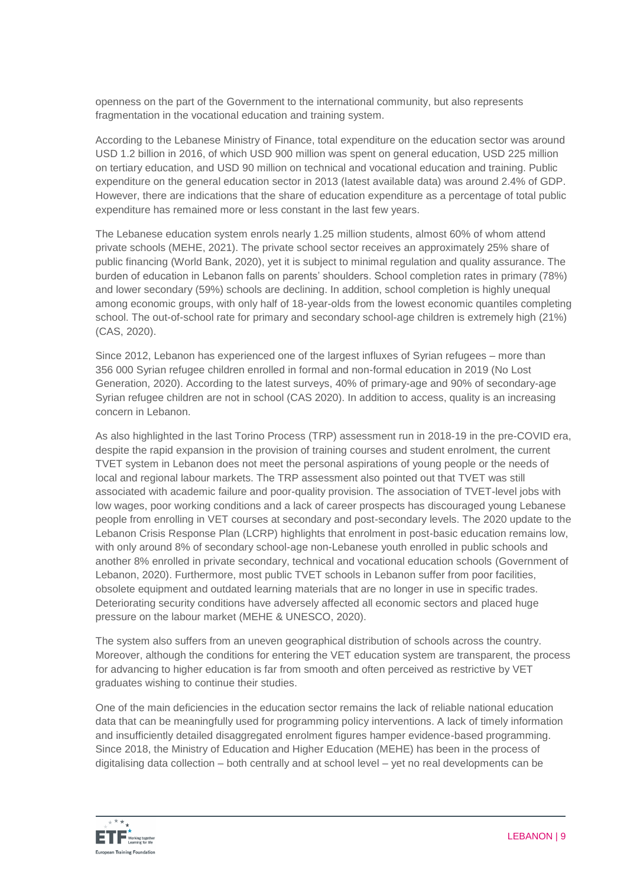openness on the part of the Government to the international community, but also represents fragmentation in the vocational education and training system.

According to the Lebanese Ministry of Finance, total expenditure on the education sector was around USD 1.2 billion in 2016, of which USD 900 million was spent on general education, USD 225 million on tertiary education, and USD 90 million on technical and vocational education and training. Public expenditure on the general education sector in 2013 (latest available data) was around 2.4% of GDP. However, there are indications that the share of education expenditure as a percentage of total public expenditure has remained more or less constant in the last few years.

The Lebanese education system enrols nearly 1.25 million students, almost 60% of whom attend private schools (MEHE, 2021). The private school sector receives an approximately 25% share of public financing (World Bank, 2020), yet it is subject to minimal regulation and quality assurance. The burden of education in Lebanon falls on parents' shoulders. School completion rates in primary (78%) and lower secondary (59%) schools are declining. In addition, school completion is highly unequal among economic groups, with only half of 18-year-olds from the lowest economic quantiles completing school. The out-of-school rate for primary and secondary school-age children is extremely high (21%) (CAS, 2020).

Since 2012, Lebanon has experienced one of the largest influxes of Syrian refugees – more than 356 000 Syrian refugee children enrolled in formal and non-formal education in 2019 (No Lost Generation, 2020). According to the latest surveys, 40% of primary-age and 90% of secondary-age Syrian refugee children are not in school (CAS 2020). In addition to access, quality is an increasing concern in Lebanon.

As also highlighted in the last Torino Process (TRP) assessment run in 2018-19 in the pre-COVID era, despite the rapid expansion in the provision of training courses and student enrolment, the current TVET system in Lebanon does not meet the personal aspirations of young people or the needs of local and regional labour markets. The TRP assessment also pointed out that TVET was still associated with academic failure and poor-quality provision. The association of TVET-level jobs with low wages, poor working conditions and a lack of career prospects has discouraged young Lebanese people from enrolling in VET courses at secondary and post-secondary levels. The 2020 update to the Lebanon Crisis Response Plan (LCRP) highlights that enrolment in post-basic education remains low, with only around 8% of secondary school-age non-Lebanese youth enrolled in public schools and another 8% enrolled in private secondary, technical and vocational education schools (Government of Lebanon, 2020). Furthermore, most public TVET schools in Lebanon suffer from poor facilities, obsolete equipment and outdated learning materials that are no longer in use in specific trades. Deteriorating security conditions have adversely affected all economic sectors and placed huge pressure on the labour market (MEHE & UNESCO, 2020).

The system also suffers from an uneven geographical distribution of schools across the country. Moreover, although the conditions for entering the VET education system are transparent, the process for advancing to higher education is far from smooth and often perceived as restrictive by VET graduates wishing to continue their studies.

One of the main deficiencies in the education sector remains the lack of reliable national education data that can be meaningfully used for programming policy interventions. A lack of timely information and insufficiently detailed disaggregated enrolment figures hamper evidence-based programming. Since 2018, the Ministry of Education and Higher Education (MEHE) has been in the process of digitalising data collection – both centrally and at school level – yet no real developments can be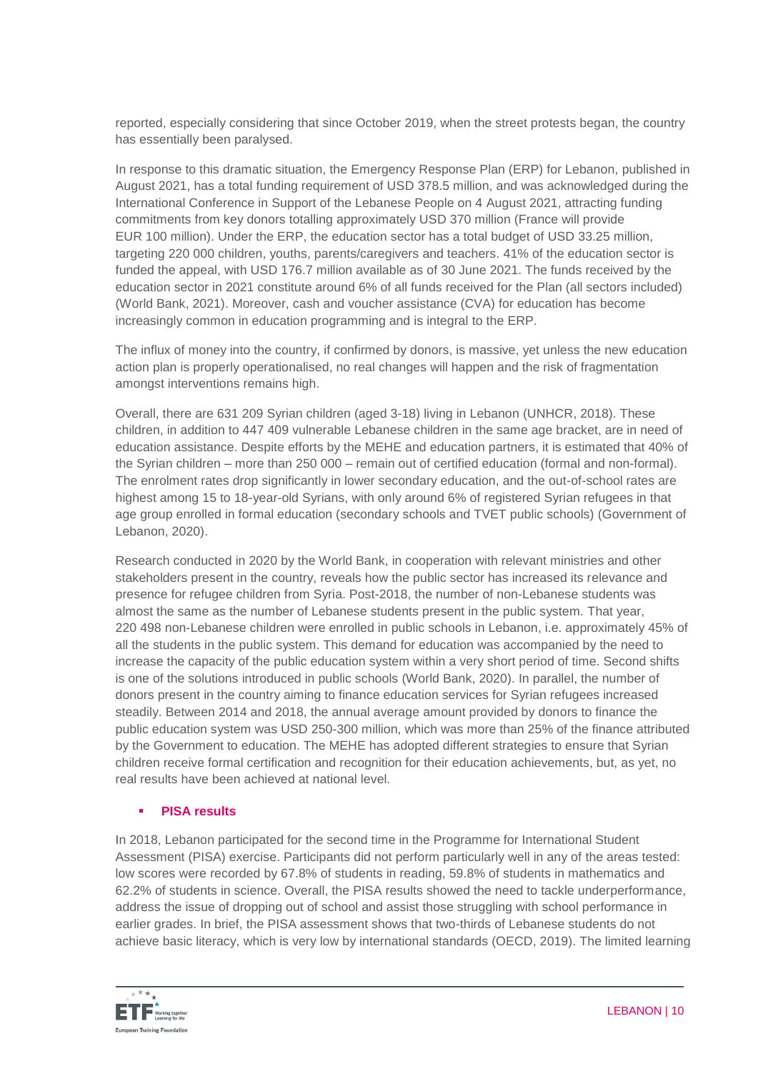reported, especially considering that since October 2019, when the street protests began, the country has essentially been paralysed.

In response to this dramatic situation, the Emergency Response Plan (ERP) for Lebanon, published in August 2021, has a total funding requirement of USD 378.5 million, and was acknowledged during the International Conference in Support of the Lebanese People on 4 August 2021, attracting funding commitments from key donors totalling approximately USD 370 million (France will provide EUR 100 million). Under the ERP, the education sector has a total budget of USD 33.25 million, targeting 220 000 children, youths, parents/caregivers and teachers. 41% of the education sector is funded the appeal, with USD 176.7 million available as of 30 June 2021. The funds received by the education sector in 2021 constitute around 6% of all funds received for the Plan (all sectors included) (World Bank, 2021). Moreover, cash and voucher assistance (CVA) for education has become increasingly common in education programming and is integral to the ERP.

The influx of money into the country, if confirmed by donors, is massive, yet unless the new education action plan is properly operationalised, no real changes will happen and the risk of fragmentation amongst interventions remains high.

Overall, there are 631 209 Syrian children (aged 3-18) living in Lebanon (UNHCR, 2018). These children, in addition to 447 409 vulnerable Lebanese children in the same age bracket, are in need of education assistance. Despite efforts by the MEHE and education partners, it is estimated that 40% of the Syrian children – more than 250 000 – remain out of certified education (formal and non-formal). The enrolment rates drop significantly in lower secondary education, and the out-of-school rates are highest among 15 to 18-year-old Syrians, with only around 6% of registered Syrian refugees in that age group enrolled in formal education (secondary schools and TVET public schools) (Government of Lebanon, 2020).

Research conducted in 2020 by the World Bank, in cooperation with relevant ministries and other stakeholders present in the country, reveals how the public sector has increased its relevance and presence for refugee children from Syria. Post-2018, the number of non-Lebanese students was almost the same as the number of Lebanese students present in the public system. That year, 220 498 non-Lebanese children were enrolled in public schools in Lebanon, i.e. approximately 45% of all the students in the public system. This demand for education was accompanied by the need to increase the capacity of the public education system within a very short period of time. Second shifts is one of the solutions introduced in public schools (World Bank, 2020). In parallel, the number of donors present in the country aiming to finance education services for Syrian refugees increased steadily. Between 2014 and 2018, the annual average amount provided by donors to finance the public education system was USD 250-300 million, which was more than 25% of the finance attributed by the Government to education. The MEHE has adopted different strategies to ensure that Syrian children receive formal certification and recognition for their education achievements, but, as yet, no real results have been achieved at national level.

- **PISA results**

In 2018, Lebanon participated for the second time in the Programme for International Student Assessment (PISA) exercise. Participants did not perform particularly well in any of the areas tested: low scores were recorded by 67.8% of students in reading, 59.8% of students in mathematics and 62.2% of students in science. Overall, the PISA results showed the need to tackle underperformance, address the issue of dropping out of school and assist those struggling with school performance in earlier grades. In brief, the PISA assessment shows that two-thirds of Lebanese students do not achieve basic literacy, which is very low by international standards (OECD, 2019). The limited learning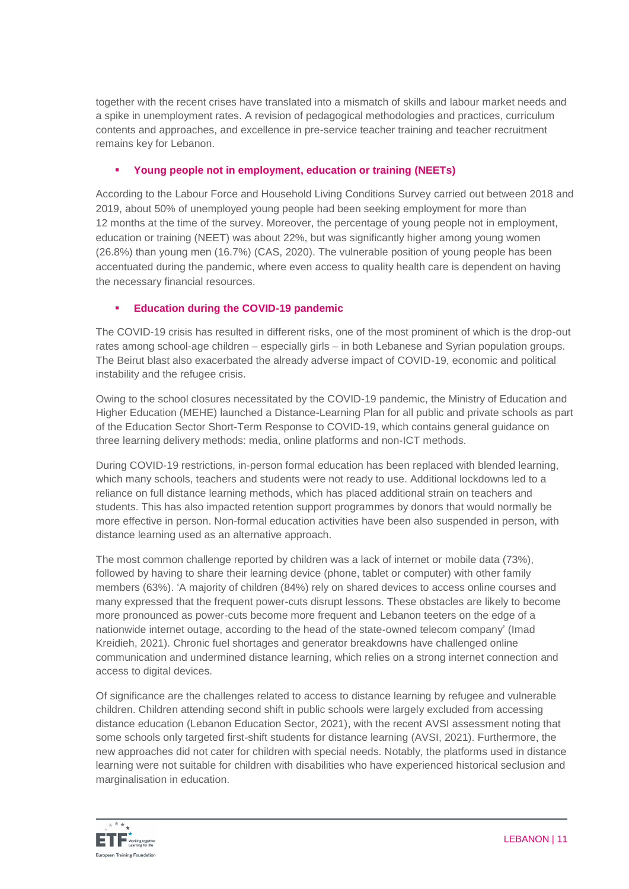together with the recent crises have translated into a mismatch of skills and labour market needs and a spike in unemployment rates. A revision of pedagogical methodologies and practices, curriculum contents and approaches, and excellence in pre-service teacher training and teacher recruitment remains key for Lebanon.

- **Young people not in employment, education or training (NEETs)**

According to the Labour Force and Household Living Conditions Survey carried out between 2018 and 2019, about 50% of unemployed young people had been seeking employment for more than 12 months at the time of the survey. Moreover, the percentage of young people not in employment, education or training (NEET) was about 22%, but was significantly higher among young women (26.8%) than young men (16.7%) (CAS, 2020). The vulnerable position of young people has been accentuated during the pandemic, where even access to quality health care is dependent on having the necessary financial resources.

- **Education during the COVID-19 pandemic**

The COVID-19 crisis has resulted in different risks, one of the most prominent of which is the drop-out rates among school-age children – especially girls – in both Lebanese and Syrian population groups. The Beirut blast also exacerbated the already adverse impact of COVID-19, economic and political instability and the refugee crisis.

Owing to the school closures necessitated by the COVID-19 pandemic, the Ministry of Education and Higher Education (MEHE) launched a Distance-Learning Plan for all public and private schools as part of the Education Sector Short-Term Response to COVID-19, which contains general guidance on three learning delivery methods: media, online platforms and non-ICT methods.

During COVID-19 restrictions, in-person formal education has been replaced with blended learning, which many schools, teachers and students were not ready to use. Additional lockdowns led to a reliance on full distance learning methods, which has placed additional strain on teachers and students. This has also impacted retention support programmes by donors that would normally be more effective in person. Non-formal education activities have been also suspended in person, with distance learning used as an alternative approach.

The most common challenge reported by children was a lack of internet or mobile data (73%), followed by having to share their learning device (phone, tablet or computer) with other family members (63%). 'A majority of children (84%) rely on shared devices to access online courses and many expressed that the frequent power-cuts disrupt lessons. These obstacles are likely to become more pronounced as power-cuts become more frequent and Lebanon teeters on the edge of a nationwide internet outage, according to the head of the state-owned telecom company' (Imad Kreidieh, 2021). Chronic fuel shortages and generator breakdowns have challenged online communication and undermined distance learning, which relies on a strong internet connection and access to digital devices.

Of significance are the challenges related to access to distance learning by refugee and vulnerable children. Children attending second shift in public schools were largely excluded from accessing distance education (Lebanon Education Sector, 2021), with the recent AVSI assessment noting that some schools only targeted first-shift students for distance learning (AVSI, 2021). Furthermore, the new approaches did not cater for children with special needs. Notably, the platforms used in distance learning were not suitable for children with disabilities who have experienced historical seclusion and marginalisation in education.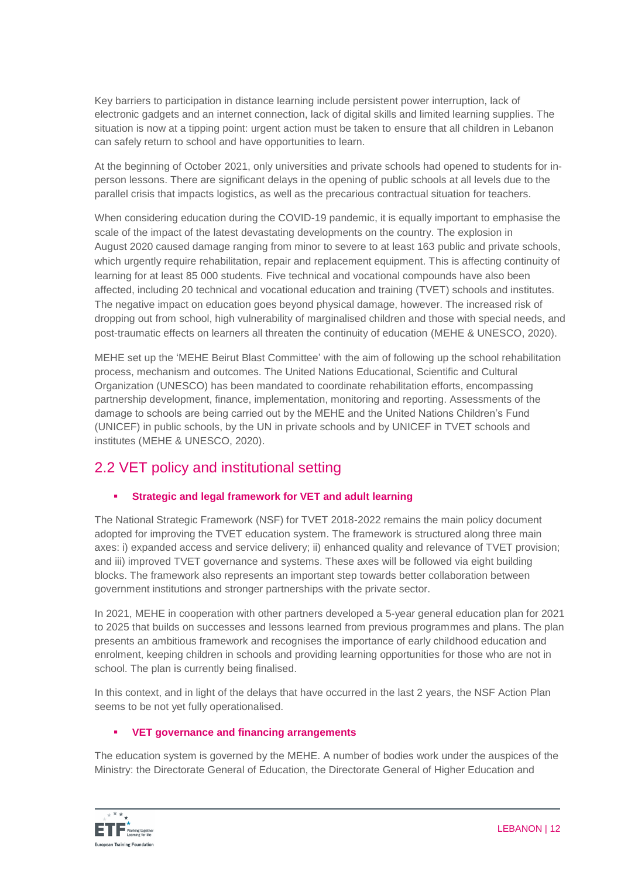Key barriers to participation in distance learning include persistent power interruption, lack of electronic gadgets and an internet connection, lack of digital skills and limited learning supplies. The situation is now at a tipping point: urgent action must be taken to ensure that all children in Lebanon can safely return to school and have opportunities to learn.

At the beginning of October 2021, only universities and private schools had opened to students for in-person lessons. There are significant delays in the opening of public schools at all levels due to the parallel crisis that impacts logistics, as well as the precarious contractual situation for teachers.

When considering education during the COVID-19 pandemic, it is equally important to emphasise the scale of the impact of the latest devastating developments on the country. The explosion in August 2020 caused damage ranging from minor to severe to at least 163 public and private schools, which urgently require rehabilitation, repair and replacement equipment. This is affecting continuity of learning for at least 85 000 students. Five technical and vocational compounds have also been affected, including 20 technical and vocational education and training (TVET) schools and institutes. The negative impact on education goes beyond physical damage, however. The increased risk of dropping out from school, high vulnerability of marginalised children and those with special needs, and post-traumatic effects on learners all threaten the continuity of education (MEHE & UNESCO, 2020).

MEHE set up the 'MEHE Beirut Blast Committee' with the aim of following up the school rehabilitation process, mechanism and outcomes. The United Nations Educational, Scientific and Cultural Organization (UNESCO) has been mandated to coordinate rehabilitation efforts, encompassing partnership development, finance, implementation, monitoring and reporting. Assessments of the damage to schools are being carried out by the MEHE and the United Nations Children's Fund (UNICEF) in public schools, by the UN in private schools and by UNICEF in TVET schools and institutes (MEHE & UNESCO, 2020).

## 2.2 VET policy and institutional setting

- **Strategic and legal framework for VET and adult learning**

The National Strategic Framework (NSF) for TVET 2018-2022 remains the main policy document adopted for improving the TVET education system. The framework is structured along three main axes: i) expanded access and service delivery; ii) enhanced quality and relevance of TVET provision; and iii) improved TVET governance and systems. These axes will be followed via eight building blocks. The framework also represents an important step towards better collaboration between government institutions and stronger partnerships with the private sector.

In 2021, MEHE in cooperation with other partners developed a 5-year general education plan for 2021 to 2025 that builds on successes and lessons learned from previous programmes and plans. The plan presents an ambitious framework and recognises the importance of early childhood education and enrolment, keeping children in schools and providing learning opportunities for those who are not in school. The plan is currently being finalised.

In this context, and in light of the delays that have occurred in the last 2 years, the NSF Action Plan seems to be not yet fully operationalised.

- **VET governance and financing arrangements**

The education system is governed by the MEHE. A number of bodies work under the auspices of the Ministry: the Directorate General of Education, the Directorate General of Higher Education and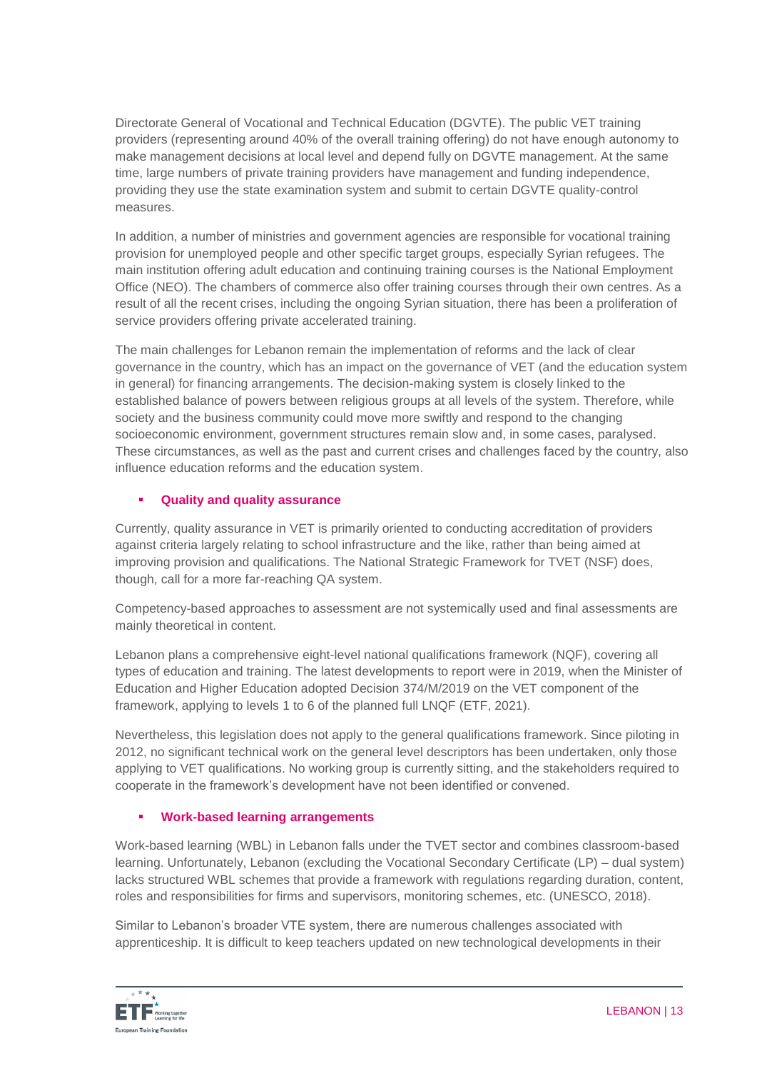Directorate General of Vocational and Technical Education (DGVTE). The public VET training providers (representing around 40% of the overall training offering) do not have enough autonomy to make management decisions at local level and depend fully on DGVTE management. At the same time, large numbers of private training providers have management and funding independence, providing they use the state examination system and submit to certain DGVTE quality-control measures.

In addition, a number of ministries and government agencies are responsible for vocational training provision for unemployed people and other specific target groups, especially Syrian refugees. The main institution offering adult education and continuing training courses is the National Employment Office (NEO). The chambers of commerce also offer training courses through their own centres. As a result of all the recent crises, including the ongoing Syrian situation, there has been a proliferation of service providers offering private accelerated training.

The main challenges for Lebanon remain the implementation of reforms and the lack of clear governance in the country, which has an impact on the governance of VET (and the education system in general) for financing arrangements. The decision-making system is closely linked to the established balance of powers between religious groups at all levels of the system. Therefore, while society and the business community could move more swiftly and respond to the changing socioeconomic environment, government structures remain slow and, in some cases, paralysed. These circumstances, as well as the past and current crises and challenges faced by the country, also influence education reforms and the education system.

- **Quality and quality assurance**

Currently, quality assurance in VET is primarily oriented to conducting accreditation of providers against criteria largely relating to school infrastructure and the like, rather than being aimed at improving provision and qualifications. The National Strategic Framework for TVET (NSF) does, though, call for a more far-reaching QA system.

Competency-based approaches to assessment are not systemically used and final assessments are mainly theoretical in content.

Lebanon plans a comprehensive eight-level national qualifications framework (NQF), covering all types of education and training. The latest developments to report were in 2019, when the Minister of Education and Higher Education adopted Decision 374/M/2019 on the VET component of the framework, applying to levels 1 to 6 of the planned full LNQF (ETF, 2021).

Nevertheless, this legislation does not apply to the general qualifications framework. Since piloting in 2012, no significant technical work on the general level descriptors has been undertaken, only those applying to VET qualifications. No working group is currently sitting, and the stakeholders required to cooperate in the framework's development have not been identified or convened.

- **Work-based learning arrangements**

Work-based learning (WBL) in Lebanon falls under the TVET sector and combines classroom-based learning. Unfortunately, Lebanon (excluding the Vocational Secondary Certificate (LP) – dual system) lacks structured WBL schemes that provide a framework with regulations regarding duration, content, roles and responsibilities for firms and supervisors, monitoring schemes, etc. (UNESCO, 2018).

Similar to Lebanon's broader VTE system, there are numerous challenges associated with apprenticeship. It is difficult to keep teachers updated on new technological developments in their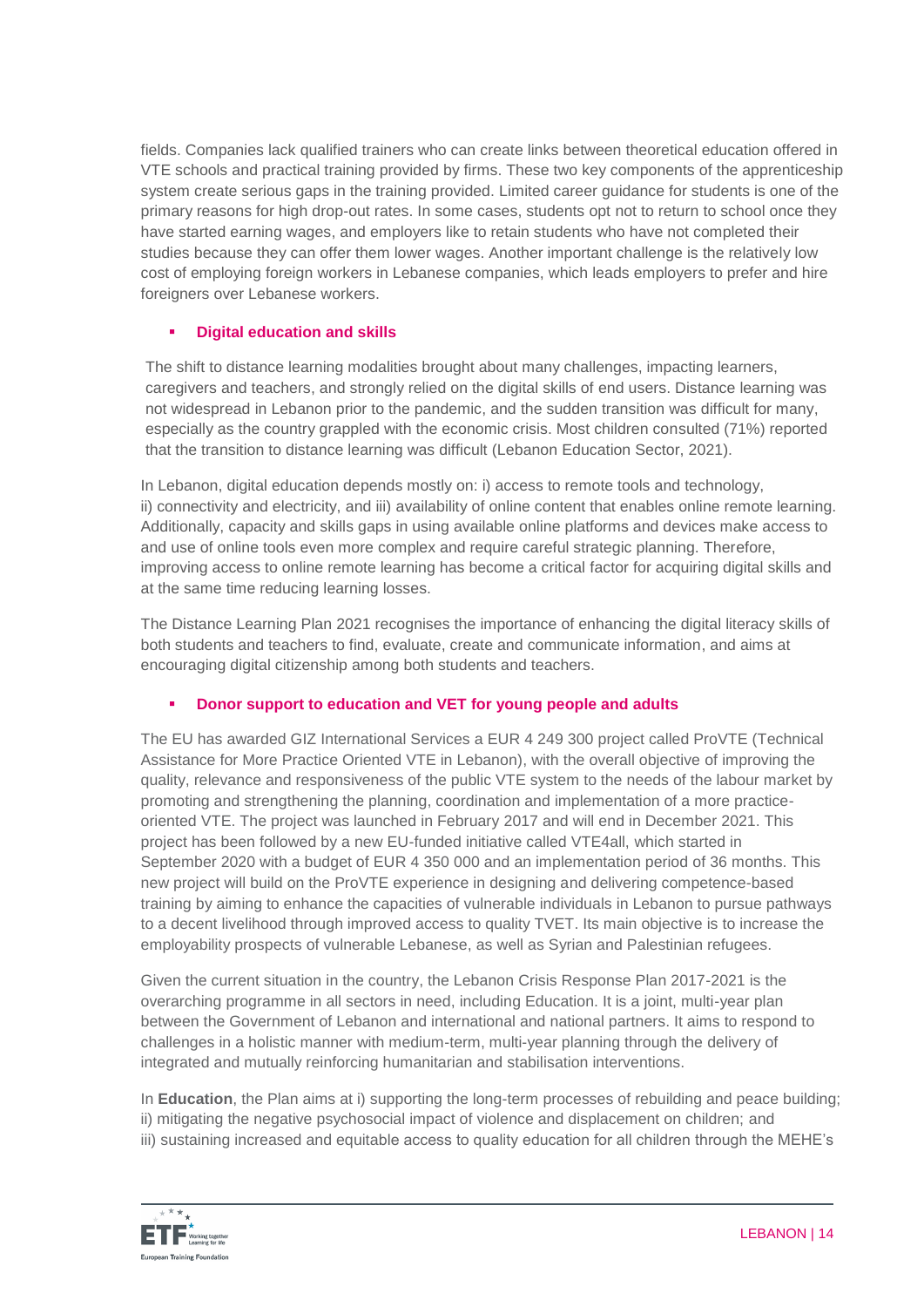fields. Companies lack qualified trainers who can create links between theoretical education offered in VTE schools and practical training provided by firms. These two key components of the apprenticeship system create serious gaps in the training provided. Limited career guidance for students is one of the primary reasons for high drop-out rates. In some cases, students opt not to return to school once they have started earning wages, and employers like to retain students who have not completed their studies because they can offer them lower wages. Another important challenge is the relatively low cost of employing foreign workers in Lebanese companies, which leads employers to prefer and hire foreigners over Lebanese workers.

- **Digital education and skills**

The shift to distance learning modalities brought about many challenges, impacting learners, caregivers and teachers, and strongly relied on the digital skills of end users. Distance learning was not widespread in Lebanon prior to the pandemic, and the sudden transition was difficult for many, especially as the country grappled with the economic crisis. Most children consulted (71%) reported that the transition to distance learning was difficult (Lebanon Education Sector, 2021).

In Lebanon, digital education depends mostly on: i) access to remote tools and technology, ii) connectivity and electricity, and iii) availability of online content that enables online remote learning. Additionally, capacity and skills gaps in using available online platforms and devices make access to and use of online tools even more complex and require careful strategic planning. Therefore, improving access to online remote learning has become a critical factor for acquiring digital skills and at the same time reducing learning losses.

The Distance Learning Plan 2021 recognises the importance of enhancing the digital literacy skills of both students and teachers to find, evaluate, create and communicate information, and aims at encouraging digital citizenship among both students and teachers.

- **Donor support to education and VET for young people and adults**

The EU has awarded GIZ International Services a EUR 4 249 300 project called ProVTE (Technical Assistance for More Practice Oriented VTE in Lebanon), with the overall objective of improving the quality, relevance and responsiveness of the public VTE system to the needs of the labour market by promoting and strengthening the planning, coordination and implementation of a more practice-oriented VTE. The project was launched in February 2017 and will end in December 2021. This project has been followed by a new EU-funded initiative called VTE4all, which started in September 2020 with a budget of EUR 4 350 000 and an implementation period of 36 months. This new project will build on the ProVTE experience in designing and delivering competence-based training by aiming to enhance the capacities of vulnerable individuals in Lebanon to pursue pathways to a decent livelihood through improved access to quality TVET. Its main objective is to increase the employability prospects of vulnerable Lebanese, as well as Syrian and Palestinian refugees.

Given the current situation in the country, the Lebanon Crisis Response Plan 2017-2021 is the overarching programme in all sectors in need, including Education. It is a joint, multi-year plan between the Government of Lebanon and international and national partners. It aims to respond to challenges in a holistic manner with medium-term, multi-year planning through the delivery of integrated and mutually reinforcing humanitarian and stabilisation interventions.

In **Education**, the Plan aims at i) supporting the long-term processes of rebuilding and peace building; ii) mitigating the negative psychosocial impact of violence and displacement on children; and iii) sustaining increased and equitable access to quality education for all children through the MEHE's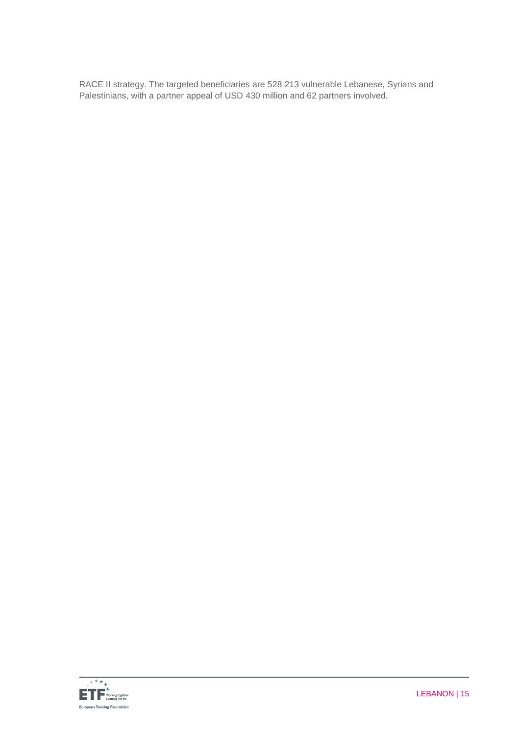RACE II strategy. The targeted beneficiaries are 528 213 vulnerable Lebanese, Syrians and Palestinians, with a partner appeal of USD 430 million and 62 partners involved.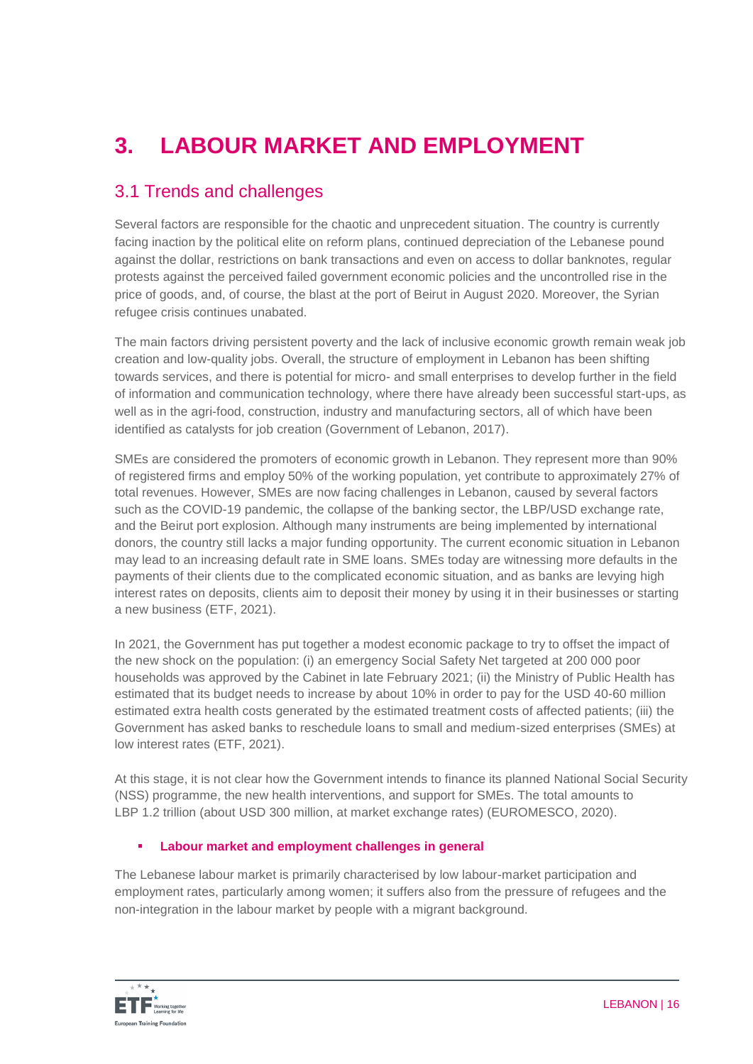# 3. LABOUR MARKET AND EMPLOYMENT

## 3.1 Trends and challenges

Several factors are responsible for the chaotic and unprecedent situation. The country is currently facing inaction by the political elite on reform plans, continued depreciation of the Lebanese pound against the dollar, restrictions on bank transactions and even on access to dollar banknotes, regular protests against the perceived failed government economic policies and the uncontrolled rise in the price of goods, and, of course, the blast at the port of Beirut in August 2020. Moreover, the Syrian refugee crisis continues unabated.

The main factors driving persistent poverty and the lack of inclusive economic growth remain weak job creation and low-quality jobs. Overall, the structure of employment in Lebanon has been shifting towards services, and there is potential for micro- and small enterprises to develop further in the field of information and communication technology, where there have already been successful start-ups, as well as in the agri-food, construction, industry and manufacturing sectors, all of which have been identified as catalysts for job creation (Government of Lebanon, 2017).

SMEs are considered the promoters of economic growth in Lebanon. They represent more than 90% of registered firms and employ 50% of the working population, yet contribute to approximately 27% of total revenues. However, SMEs are now facing challenges in Lebanon, caused by several factors such as the COVID-19 pandemic, the collapse of the banking sector, the LBP/USD exchange rate, and the Beirut port explosion. Although many instruments are being implemented by international donors, the country still lacks a major funding opportunity. The current economic situation in Lebanon may lead to an increasing default rate in SME loans. SMEs today are witnessing more defaults in the payments of their clients due to the complicated economic situation, and as banks are levying high interest rates on deposits, clients aim to deposit their money by using it in their businesses or starting a new business (ETF, 2021).

In 2021, the Government has put together a modest economic package to try to offset the impact of the new shock on the population: (i) an emergency Social Safety Net targeted at 200 000 poor households was approved by the Cabinet in late February 2021; (ii) the Ministry of Public Health has estimated that its budget needs to increase by about 10% in order to pay for the USD 40-60 million estimated extra health costs generated by the estimated treatment costs of affected patients; (iii) the Government has asked banks to reschedule loans to small and medium-sized enterprises (SMEs) at low interest rates (ETF, 2021).

At this stage, it is not clear how the Government intends to finance its planned National Social Security (NSS) programme, the new health interventions, and support for SMEs. The total amounts to LBP 1.2 trillion (about USD 300 million, at market exchange rates) (EUROMESCO, 2020).

- **Labour market and employment challenges in general**

The Lebanese labour market is primarily characterised by low labour-market participation and employment rates, particularly among women; it suffers also from the pressure of refugees and the non-integration in the labour market by people with a migrant background.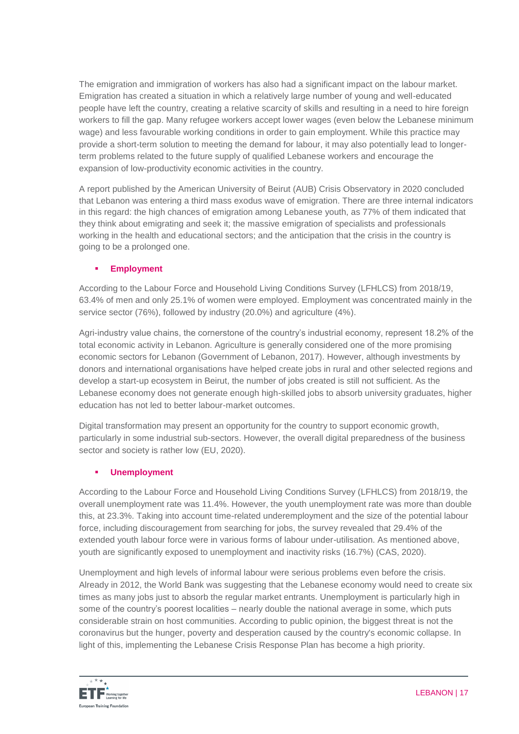The emigration and immigration of workers has also had a significant impact on the labour market. Emigration has created a situation in which a relatively large number of young and well-educated people have left the country, creating a relative scarcity of skills and resulting in a need to hire foreign workers to fill the gap. Many refugee workers accept lower wages (even below the Lebanese minimum wage) and less favourable working conditions in order to gain employment. While this practice may provide a short-term solution to meeting the demand for labour, it may also potentially lead to longer-term problems related to the future supply of qualified Lebanese workers and encourage the expansion of low-productivity economic activities in the country.

A report published by the American University of Beirut (AUB) Crisis Observatory in 2020 concluded that Lebanon was entering a third mass exodus wave of emigration. There are three internal indicators in this regard: the high chances of emigration among Lebanese youth, as 77% of them indicated that they think about emigrating and seek it; the massive emigration of specialists and professionals working in the health and educational sectors; and the anticipation that the crisis in the country is going to be a prolonged one.

- **Employment**

According to the Labour Force and Household Living Conditions Survey (LFHLCS) from 2018/19, 63.4% of men and only 25.1% of women were employed. Employment was concentrated mainly in the service sector (76%), followed by industry (20.0%) and agriculture (4%).

Agri-industry value chains, the cornerstone of the country's industrial economy, represent 18.2% of the total economic activity in Lebanon. Agriculture is generally considered one of the more promising economic sectors for Lebanon (Government of Lebanon, 2017). However, although investments by donors and international organisations have helped create jobs in rural and other selected regions and develop a start-up ecosystem in Beirut, the number of jobs created is still not sufficient. As the Lebanese economy does not generate enough high-skilled jobs to absorb university graduates, higher education has not led to better labour-market outcomes.

Digital transformation may present an opportunity for the country to support economic growth, particularly in some industrial sub-sectors. However, the overall digital preparedness of the business sector and society is rather low (EU, 2020).

- **Unemployment**

According to the Labour Force and Household Living Conditions Survey (LFHLCS) from 2018/19, the overall unemployment rate was 11.4%. However, the youth unemployment rate was more than double this, at 23.3%. Taking into account time-related underemployment and the size of the potential labour force, including discouragement from searching for jobs, the survey revealed that 29.4% of the extended youth labour force were in various forms of labour under-utilisation. As mentioned above, youth are significantly exposed to unemployment and inactivity risks (16.7%) (CAS, 2020).

Unemployment and high levels of informal labour were serious problems even before the crisis. Already in 2012, the World Bank was suggesting that the Lebanese economy would need to create six times as many jobs just to absorb the regular market entrants. Unemployment is particularly high in some of the country's poorest localities – nearly double the national average in some, which puts considerable strain on host communities. According to public opinion, the biggest threat is not the coronavirus but the hunger, poverty and desperation caused by the country's economic collapse. In light of this, implementing the Lebanese Crisis Response Plan has become a high priority.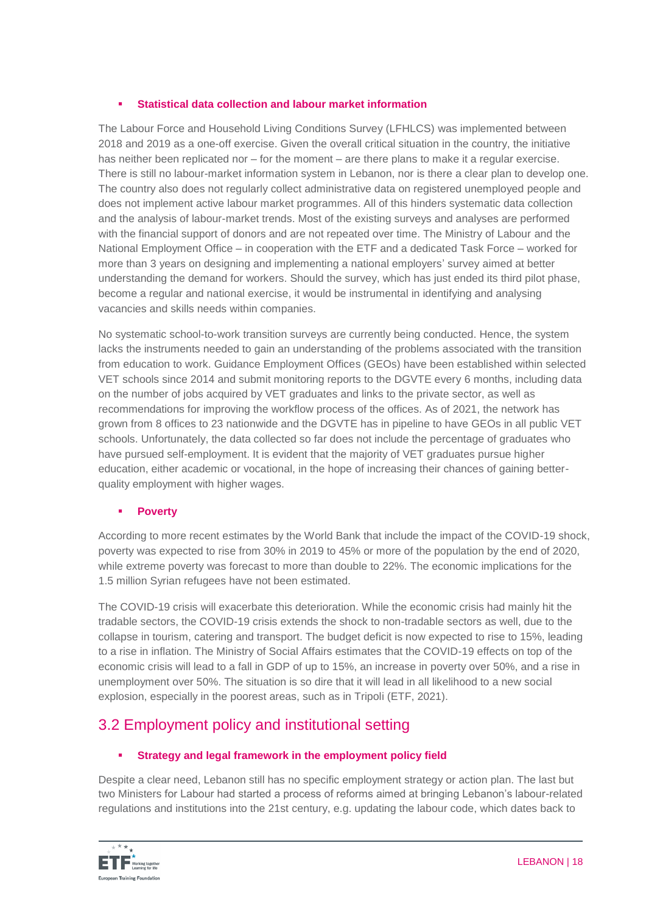- **Statistical data collection and labour market information**

The Labour Force and Household Living Conditions Survey (LFHLCS) was implemented between 2018 and 2019 as a one-off exercise. Given the overall critical situation in the country, the initiative has neither been replicated nor – for the moment – are there plans to make it a regular exercise. There is still no labour-market information system in Lebanon, nor is there a clear plan to develop one. The country also does not regularly collect administrative data on registered unemployed people and does not implement active labour market programmes. All of this hinders systematic data collection and the analysis of labour-market trends. Most of the existing surveys and analyses are performed with the financial support of donors and are not repeated over time. The Ministry of Labour and the National Employment Office – in cooperation with the ETF and a dedicated Task Force – worked for more than 3 years on designing and implementing a national employers' survey aimed at better understanding the demand for workers. Should the survey, which has just ended its third pilot phase, become a regular and national exercise, it would be instrumental in identifying and analysing vacancies and skills needs within companies.

No systematic school-to-work transition surveys are currently being conducted. Hence, the system lacks the instruments needed to gain an understanding of the problems associated with the transition from education to work. Guidance Employment Offices (GEOs) have been established within selected VET schools since 2014 and submit monitoring reports to the DGVTE every 6 months, including data on the number of jobs acquired by VET graduates and links to the private sector, as well as recommendations for improving the workflow process of the offices. As of 2021, the network has grown from 8 offices to 23 nationwide and the DGVTE has in pipeline to have GEOs in all public VET schools. Unfortunately, the data collected so far does not include the percentage of graduates who have pursued self-employment. It is evident that the majority of VET graduates pursue higher education, either academic or vocational, in the hope of increasing their chances of gaining better-quality employment with higher wages.

- **Poverty**

According to more recent estimates by the World Bank that include the impact of the COVID-19 shock, poverty was expected to rise from 30% in 2019 to 45% or more of the population by the end of 2020, while extreme poverty was forecast to more than double to 22%. The economic implications for the 1.5 million Syrian refugees have not been estimated.

The COVID-19 crisis will exacerbate this deterioration. While the economic crisis had mainly hit the tradable sectors, the COVID-19 crisis extends the shock to non-tradable sectors as well, due to the collapse in tourism, catering and transport. The budget deficit is now expected to rise to 15%, leading to a rise in inflation. The Ministry of Social Affairs estimates that the COVID-19 effects on top of the economic crisis will lead to a fall in GDP of up to 15%, an increase in poverty over 50%, and a rise in unemployment over 50%. The situation is so dire that it will lead in all likelihood to a new social explosion, especially in the poorest areas, such as in Tripoli (ETF, 2021).

## 3.2 Employment policy and institutional setting

- **Strategy and legal framework in the employment policy field**

Despite a clear need, Lebanon still has no specific employment strategy or action plan. The last but two Ministers for Labour had started a process of reforms aimed at bringing Lebanon's labour-related regulations and institutions into the 21st century, e.g. updating the labour code, which dates back to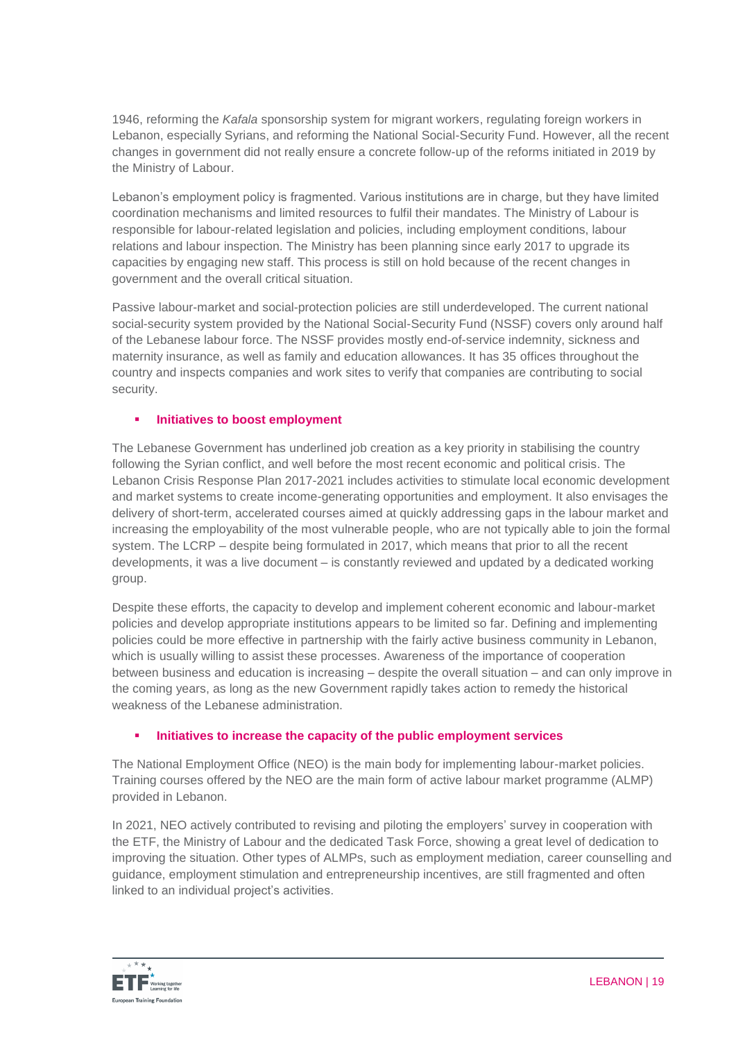1946, reforming the *Kafala* sponsorship system for migrant workers, regulating foreign workers in Lebanon, especially Syrians, and reforming the National Social-Security Fund. However, all the recent changes in government did not really ensure a concrete follow-up of the reforms initiated in 2019 by the Ministry of Labour.

Lebanon's employment policy is fragmented. Various institutions are in charge, but they have limited coordination mechanisms and limited resources to fulfil their mandates. The Ministry of Labour is responsible for labour-related legislation and policies, including employment conditions, labour relations and labour inspection. The Ministry has been planning since early 2017 to upgrade its capacities by engaging new staff. This process is still on hold because of the recent changes in government and the overall critical situation.

Passive labour-market and social-protection policies are still underdeveloped. The current national social-security system provided by the National Social-Security Fund (NSSF) covers only around half of the Lebanese labour force. The NSSF provides mostly end-of-service indemnity, sickness and maternity insurance, as well as family and education allowances. It has 35 offices throughout the country and inspects companies and work sites to verify that companies are contributing to social security.

- **Initiatives to boost employment**

The Lebanese Government has underlined job creation as a key priority in stabilising the country following the Syrian conflict, and well before the most recent economic and political crisis. The Lebanon Crisis Response Plan 2017-2021 includes activities to stimulate local economic development and market systems to create income-generating opportunities and employment. It also envisages the delivery of short-term, accelerated courses aimed at quickly addressing gaps in the labour market and increasing the employability of the most vulnerable people, who are not typically able to join the formal system. The LCRP – despite being formulated in 2017, which means that prior to all the recent developments, it was a live document – is constantly reviewed and updated by a dedicated working group.

Despite these efforts, the capacity to develop and implement coherent economic and labour-market policies and develop appropriate institutions appears to be limited so far. Defining and implementing policies could be more effective in partnership with the fairly active business community in Lebanon, which is usually willing to assist these processes. Awareness of the importance of cooperation between business and education is increasing – despite the overall situation – and can only improve in the coming years, as long as the new Government rapidly takes action to remedy the historical weakness of the Lebanese administration.

- **Initiatives to increase the capacity of the public employment services**

The National Employment Office (NEO) is the main body for implementing labour-market policies. Training courses offered by the NEO are the main form of active labour market programme (ALMP) provided in Lebanon.

In 2021, NEO actively contributed to revising and piloting the employers' survey in cooperation with the ETF, the Ministry of Labour and the dedicated Task Force, showing a great level of dedication to improving the situation. Other types of ALMPs, such as employment mediation, career counselling and guidance, employment stimulation and entrepreneurship incentives, are still fragmented and often linked to an individual project's activities.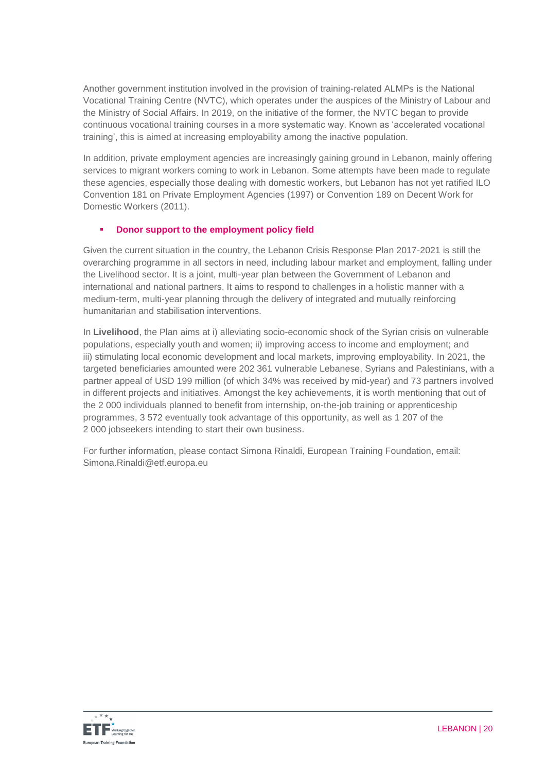Another government institution involved in the provision of training-related ALMPs is the National Vocational Training Centre (NVTC), which operates under the auspices of the Ministry of Labour and the Ministry of Social Affairs. In 2019, on the initiative of the former, the NVTC began to provide continuous vocational training courses in a more systematic way. Known as 'accelerated vocational training', this is aimed at increasing employability among the inactive population.

In addition, private employment agencies are increasingly gaining ground in Lebanon, mainly offering services to migrant workers coming to work in Lebanon. Some attempts have been made to regulate these agencies, especially those dealing with domestic workers, but Lebanon has not yet ratified ILO Convention 181 on Private Employment Agencies (1997) or Convention 189 on Decent Work for Domestic Workers (2011).

- **Donor support to the employment policy field**

Given the current situation in the country, the Lebanon Crisis Response Plan 2017-2021 is still the overarching programme in all sectors in need, including labour market and employment, falling under the Livelihood sector. It is a joint, multi-year plan between the Government of Lebanon and international and national partners. It aims to respond to challenges in a holistic manner with a medium-term, multi-year planning through the delivery of integrated and mutually reinforcing humanitarian and stabilisation interventions.

In **Livelihood**, the Plan aims at i) alleviating socio-economic shock of the Syrian crisis on vulnerable populations, especially youth and women; ii) improving access to income and employment; and iii) stimulating local economic development and local markets, improving employability. In 2021, the targeted beneficiaries amounted were 202 361 vulnerable Lebanese, Syrians and Palestinians, with a partner appeal of USD 199 million (of which 34% was received by mid-year) and 73 partners involved in different projects and initiatives. Amongst the key achievements, it is worth mentioning that out of the 2 000 individuals planned to benefit from internship, on-the-job training or apprenticeship programmes, 3 572 eventually took advantage of this opportunity, as well as 1 207 of the 2 000 jobseekers intending to start their own business.

For further information, please contact Simona Rinaldi, European Training Foundation, email: Simona.Rinaldi@etf.europa.eu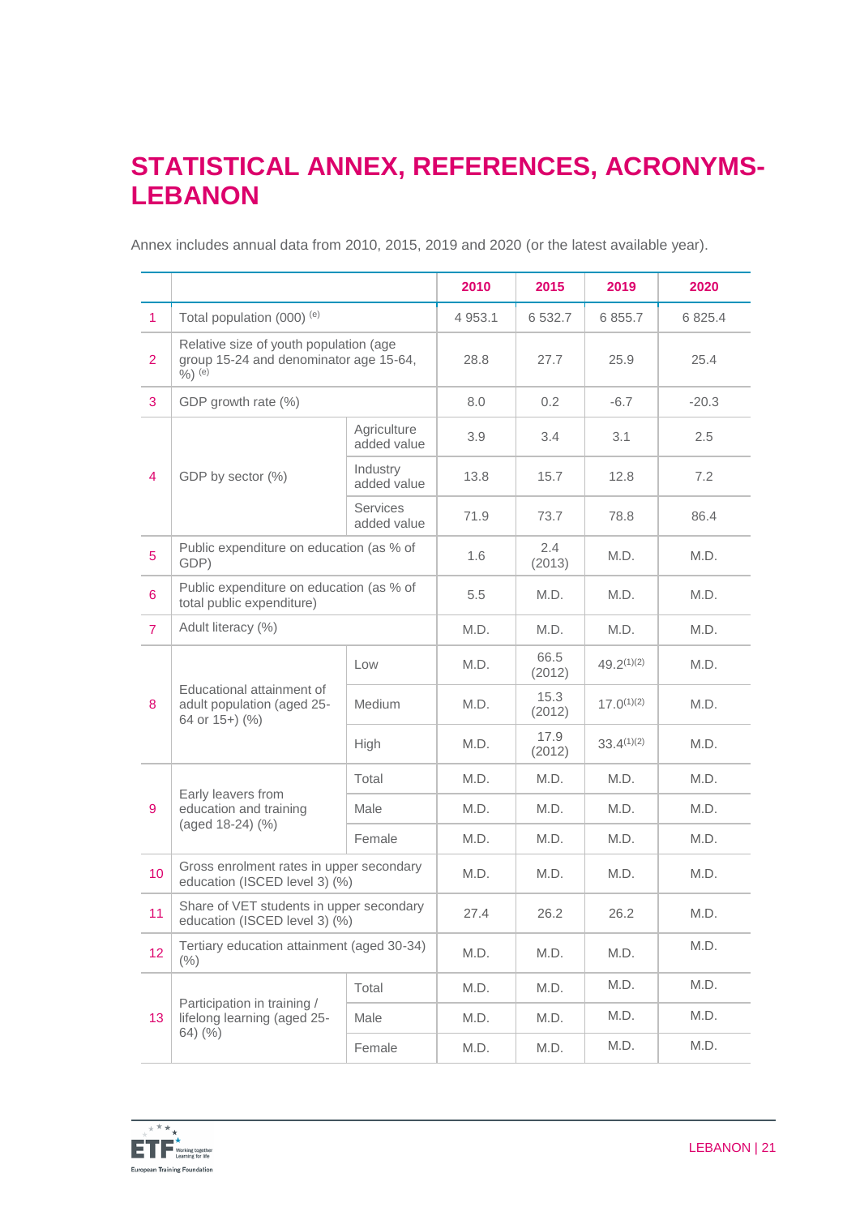# STATISTICAL ANNEX, REFERENCES, ACRONYMS- LEBANON

Annex includes annual data from 2010, 2015, 2019 and 2020 (or the latest available year).

| | | | 2010 | 2015 | 2019 | 2020 |
|---|---|---|---|---|---|---|
| 1 | Total population (000) (e) | | 4 953.1 | 6 532.7 | 6 855.7 | 6 825.4 |
| 2 | Relative size of youth population (age group 15-24 and denominator age 15-64, %) (e) | | 28.8 | 27.7 | 25.9 | 25.4 |
| 3 | GDP growth rate (%) | | 8.0 | 0.2 | -6.7 | -20.3 |
| 4 | GDP by sector (%) | Agriculture added value | 3.9 | 3.4 | 3.1 | 2.5 |
| | | Industry added value | 13.8 | 15.7 | 12.8 | 7.2 |
| | | Services added value | 71.9 | 73.7 | 78.8 | 86.4 |
| 5 | Public expenditure on education (as % of GDP) | | 1.6 | 2.4 (2013) | M.D. | M.D. |
| 6 | Public expenditure on education (as % of total public expenditure) | | 5.5 | M.D. | M.D. | M.D. |
| 7 | Adult literacy (%) | | M.D. | M.D. | M.D. | M.D. |
| 8 | Educational attainment of adult population (aged 25-64 or 15+) (%) | Low | M.D. | 66.5 (2012) | 49.2(1)(2) | M.D. |
| | | Medium | M.D. | 15.3 (2012) | 17.0(1)(2) | M.D. |
| | | High | M.D. | 17.9 (2012) | 33.4(1)(2) | M.D. |
| 9 | Early leavers from education and training (aged 18-24) (%) | Total | M.D. | M.D. | M.D. | M.D. |
| | | Male | M.D. | M.D. | M.D. | M.D. |
| | | Female | M.D. | M.D. | M.D. | M.D. |
| 10 | Gross enrolment rates in upper secondary education (ISCED level 3) (%) | | M.D. | M.D. | M.D. | M.D. |
| 11 | Share of VET students in upper secondary education (ISCED level 3) (%) | | 27.4 | 26.2 | 26.2 | M.D. |
| 12 | Tertiary education attainment (aged 30-34) (%) | | M.D. | M.D. | M.D. | M.D. |
| 13 | Participation in training / lifelong learning (aged 25-64) (%) | Total | M.D. | M.D. | M.D. | M.D. |
| | | Male | M.D. | M.D. | M.D. | M.D. |
| | | Female | M.D. | M.D. | M.D. | M.D. |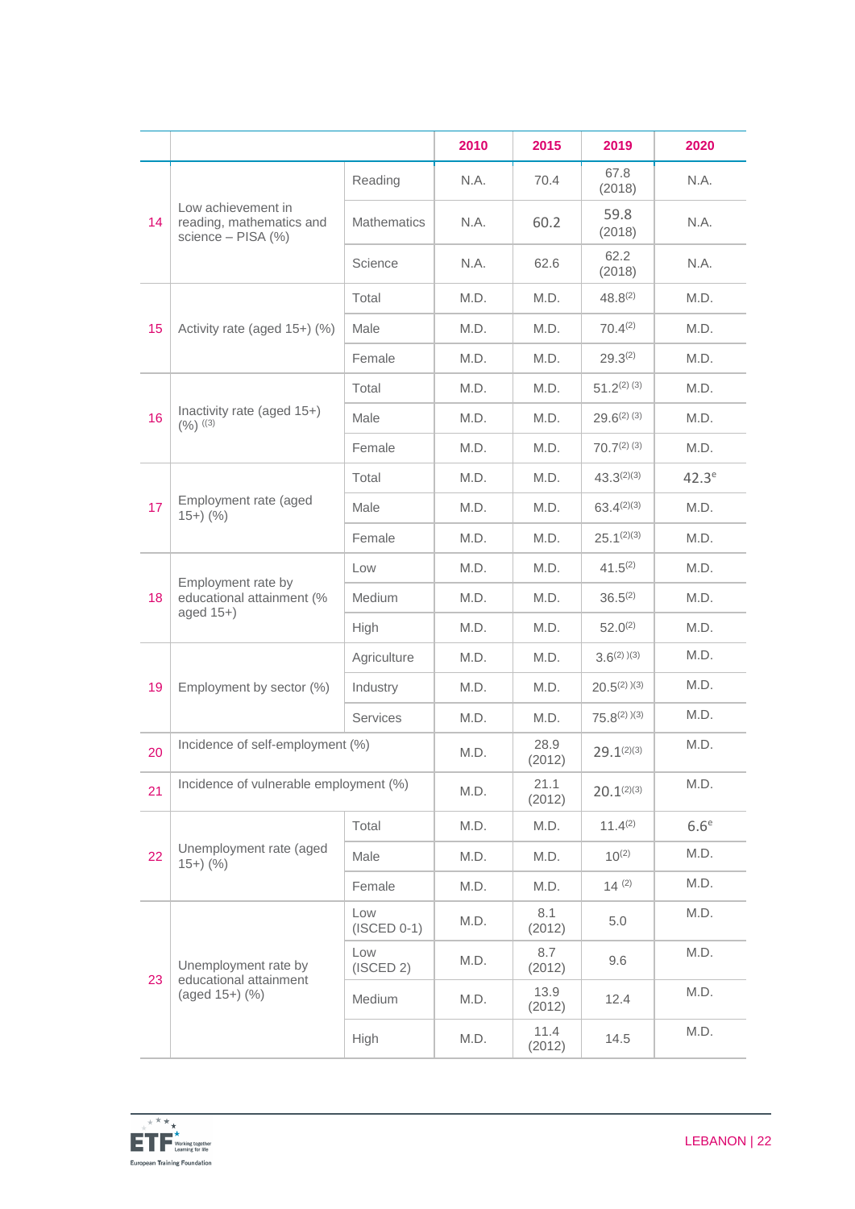| | | | 2010 | 2015 | 2019 | 2020 |
|---|---|---|---|---|---|---|
| 14 | Low achievement in reading, mathematics and science – PISA (%) | Reading | N.A. | 70.4 | 67.8 (2018) | N.A. |
| | | Mathematics | N.A. | 60.2 | 59.8 (2018) | N.A. |
| | | Science | N.A. | 62.6 | 62.2 (2018) | N.A. |
| 15 | Activity rate (aged 15+) (%) | Total | M.D. | M.D. | 48.8(2) | M.D. |
| | | Male | M.D. | M.D. | 70.4(2) | M.D. |
| | | Female | M.D. | M.D. | 29.3(2) | M.D. |
| 16 | Inactivity rate (aged 15+) (%) ((3) | Total | M.D. | M.D. | 51.2(2) (3) | M.D. |
| | | Male | M.D. | M.D. | 29.6(2) (3) | M.D. |
| | | Female | M.D. | M.D. | 70.7(2) (3) | M.D. |
| 17 | Employment rate (aged 15+) (%) | Total | M.D. | M.D. | 43.3(2)(3) | 42.3e |
| | | Male | M.D. | M.D. | 63.4(2)(3) | M.D. |
| | | Female | M.D. | M.D. | 25.1(2)(3) | M.D. |
| 18 | Employment rate by educational attainment (% aged 15+) | Low | M.D. | M.D. | 41.5(2) | M.D. |
| | | Medium | M.D. | M.D. | 36.5(2) | M.D. |
| | | High | M.D. | M.D. | 52.0(2) | M.D. |
| 19 | Employment by sector (%) | Agriculture | M.D. | M.D. | 3.6(2) )(3) | M.D. |
| | | Industry | M.D. | M.D. | 20.5(2) )(3) | M.D. |
| | | Services | M.D. | M.D. | 75.8(2) )(3) | M.D. |
| 20 | Incidence of self-employment (%) | | M.D. | 28.9 (2012) | 29.1(2)(3) | M.D. |
| 21 | Incidence of vulnerable employment (%) | | M.D. | 21.1 (2012) | 20.1(2)(3) | M.D. |
| 22 | Unemployment rate (aged 15+) (%) | Total | M.D. | M.D. | 11.4(2) | 6.6e |
| | | Male | M.D. | M.D. | 10(2) | M.D. |
| | | Female | M.D. | M.D. | 14 (2) | M.D. |
| 23 | Unemployment rate by educational attainment (aged 15+) (%) | Low (ISCED 0-1) | M.D. | 8.1 (2012) | 5.0 | M.D. |
| | | Low (ISCED 2) | M.D. | 8.7 (2012) | 9.6 | M.D. |
| | | Medium | M.D. | 13.9 (2012) | 12.4 | M.D. |
| | | High | M.D. | 11.4 (2012) | 14.5 | M.D. |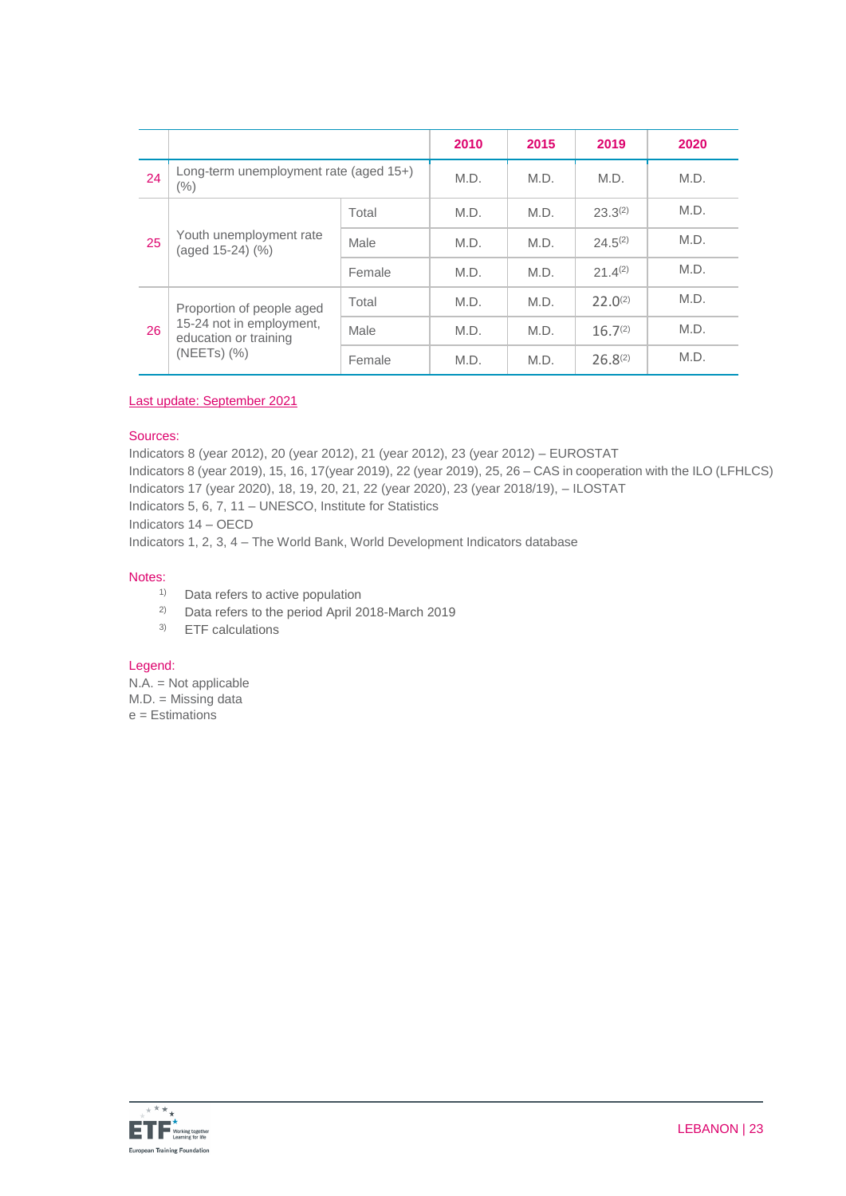| | | | 2010 | 2015 | 2019 | 2020 |
|---|---|---|---|---|---|---|
| 24 | Long-term unemployment rate (aged 15+) (%) | | M.D. | M.D. | M.D. | M.D. |
| 25 | Youth unemployment rate (aged 15-24) (%) | Total | M.D. | M.D. | 23.3[(2)] | M.D. |
| | | Male | M.D. | M.D. | 24.5[(2)] | M.D. |
| | | Female | M.D. | M.D. | 21.4[(2)] | M.D. |
| 26 | Proportion of people aged 15-24 not in employment, education or training (NEETs) (%) | Total | M.D. | M.D. | 22.0[(2)] | M.D. |
| | | Male | M.D. | M.D. | 16.7[(2)] | M.D. |
| | | Female | M.D. | M.D. | 26.8[(2)] | M.D. |

Last update: September 2021

Sources:

Indicators 8 (year 2012), 20 (year 2012), 21 (year 2012), 23 (year 2012) – EUROSTAT
Indicators 8 (year 2019), 15, 16, 17(year 2019), 22 (year 2019), 25, 26 – CAS in cooperation with the ILO (LFHLCS)
Indicators 17 (year 2020), 18, 19, 20, 21, 22 (year 2020), 23 (year 2018/19), – ILOSTAT
Indicators 5, 6, 7, 11 – UNESCO, Institute for Statistics
Indicators 14 – OECD
Indicators 1, 2, 3, 4 – The World Bank, World Development Indicators database

Notes:

1) Data refers to active population
2) Data refers to the period April 2018-March 2019
3) ETF calculations

Legend:

N.A. = Not applicable
M.D. = Missing data
e = Estimations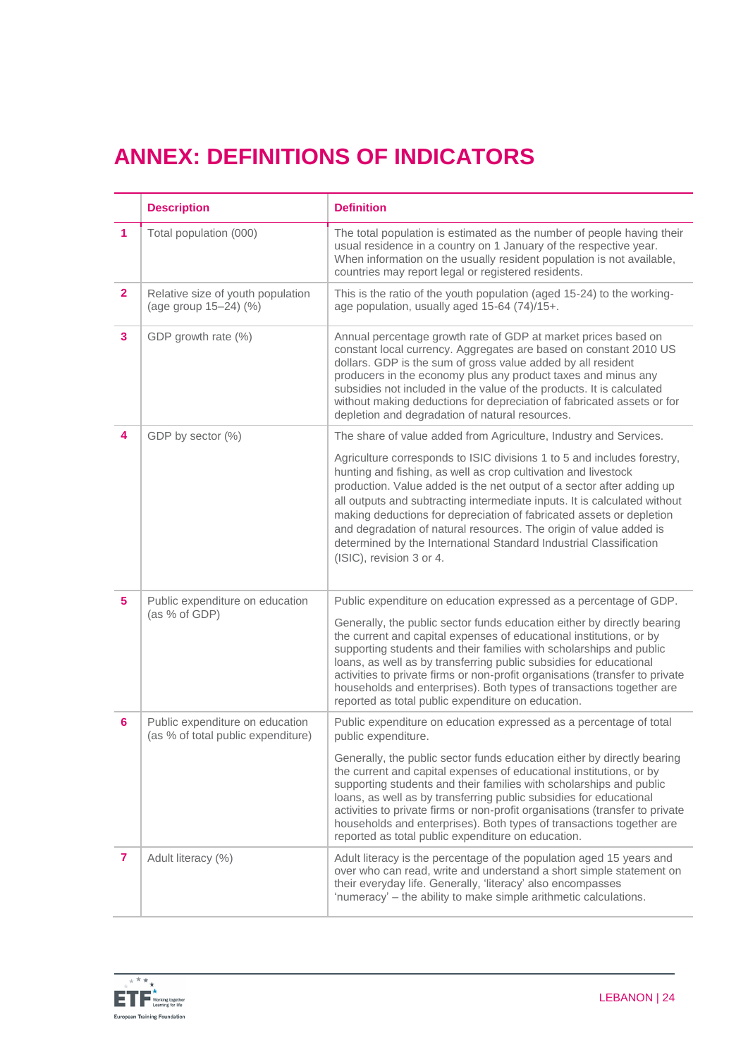# ANNEX: DEFINITIONS OF INDICATORS

| | Description | Definition |
|---|---|---|
| 1 | Total population (000) | The total population is estimated as the number of people having their usual residence in a country on 1 January of the respective year. When information on the usually resident population is not available, countries may report legal or registered residents. |
| 2 | Relative size of youth population (age group 15–24) (%) | This is the ratio of the youth population (aged 15-24) to the working-age population, usually aged 15-64 (74)/15+. |
| 3 | GDP growth rate (%) | Annual percentage growth rate of GDP at market prices based on constant local currency. Aggregates are based on constant 2010 US dollars. GDP is the sum of gross value added by all resident producers in the economy plus any product taxes and minus any subsidies not included in the value of the products. It is calculated without making deductions for depreciation of fabricated assets or for depletion and degradation of natural resources. |
| 4 | GDP by sector (%) | The share of value added from Agriculture, Industry and Services.<br><br>Agriculture corresponds to ISIC divisions 1 to 5 and includes forestry, hunting and fishing, as well as crop cultivation and livestock production. Value added is the net output of a sector after adding up all outputs and subtracting intermediate inputs. It is calculated without making deductions for depreciation of fabricated assets or depletion and degradation of natural resources. The origin of value added is determined by the International Standard Industrial Classification (ISIC), revision 3 or 4. |
| 5 | Public expenditure on education (as % of GDP) | Public expenditure on education expressed as a percentage of GDP.<br><br>Generally, the public sector funds education either by directly bearing the current and capital expenses of educational institutions, or by supporting students and their families with scholarships and public loans, as well as by transferring public subsidies for educational activities to private firms or non-profit organisations (transfer to private households and enterprises). Both types of transactions together are reported as total public expenditure on education. |
| 6 | Public expenditure on education (as % of total public expenditure) | Public expenditure on education expressed as a percentage of total public expenditure.<br><br>Generally, the public sector funds education either by directly bearing the current and capital expenses of educational institutions, or by supporting students and their families with scholarships and public loans, as well as by transferring public subsidies for educational activities to private firms or non-profit organisations (transfer to private households and enterprises). Both types of transactions together are reported as total public expenditure on education. |
| 7 | Adult literacy (%) | Adult literacy is the percentage of the population aged 15 years and over who can read, write and understand a short simple statement on their everyday life. Generally, 'literacy' also encompasses 'numeracy' – the ability to make simple arithmetic calculations. |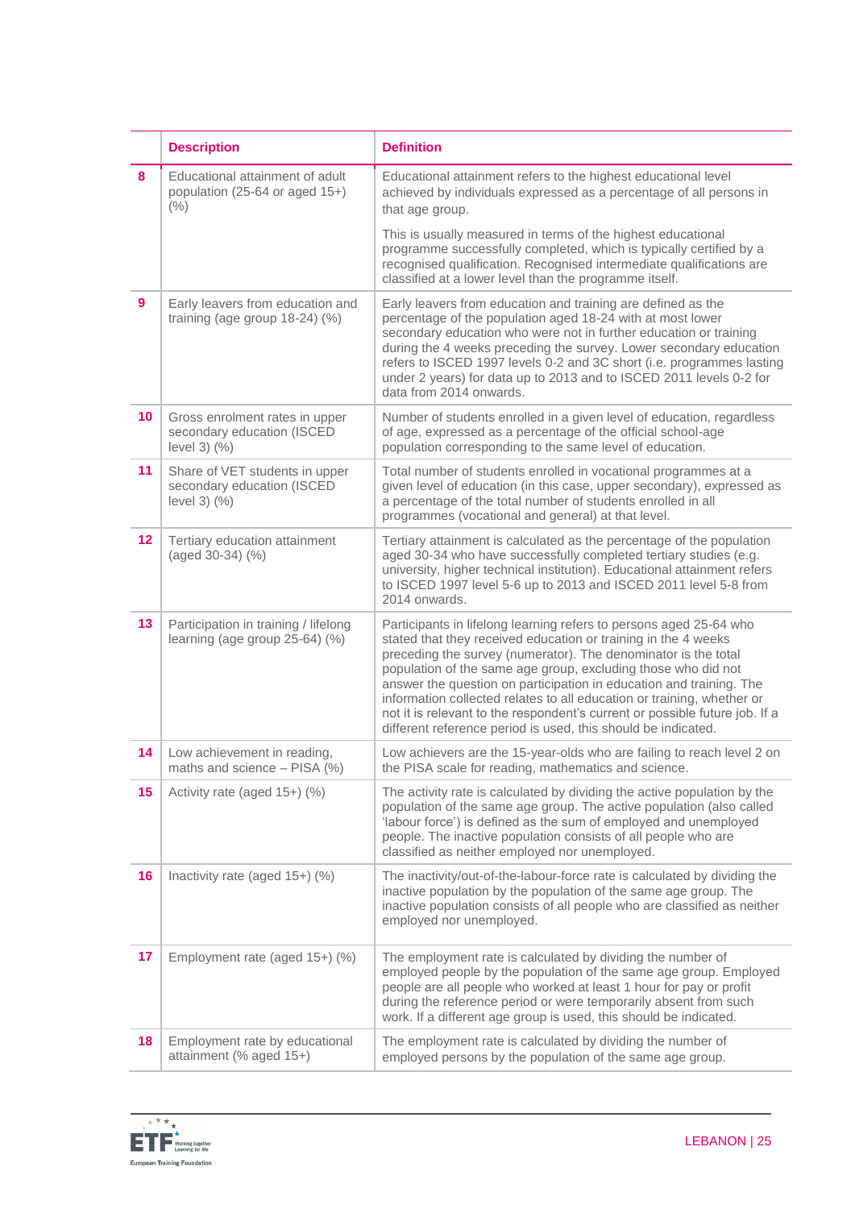| | Description | Definition |
|---|---|---|
| 8 | Educational attainment of adult population (25-64 or aged 15+) (%) | Educational attainment refers to the highest educational level achieved by individuals expressed as a percentage of all persons in that age group.<br><br>This is usually measured in terms of the highest educational programme successfully completed, which is typically certified by a recognised qualification. Recognised intermediate qualifications are classified at a lower level than the programme itself. |
| 9 | Early leavers from education and training (age group 18-24) (%) | Early leavers from education and training are defined as the percentage of the population aged 18-24 with at most lower secondary education who were not in further education or training during the 4 weeks preceding the survey. Lower secondary education refers to ISCED 1997 levels 0-2 and 3C short (i.e. programmes lasting under 2 years) for data up to 2013 and to ISCED 2011 levels 0-2 for data from 2014 onwards. |
| 10 | Gross enrolment rates in upper secondary education (ISCED level 3) (%) | Number of students enrolled in a given level of education, regardless of age, expressed as a percentage of the official school-age population corresponding to the same level of education. |
| 11 | Share of VET students in upper secondary education (ISCED level 3) (%) | Total number of students enrolled in vocational programmes at a given level of education (in this case, upper secondary), expressed as a percentage of the total number of students enrolled in all programmes (vocational and general) at that level. |
| 12 | Tertiary education attainment (aged 30-34) (%) | Tertiary attainment is calculated as the percentage of the population aged 30-34 who have successfully completed tertiary studies (e.g. university, higher technical institution). Educational attainment refers to ISCED 1997 level 5-6 up to 2013 and ISCED 2011 level 5-8 from 2014 onwards. |
| 13 | Participation in training / lifelong learning (age group 25-64) (%) | Participants in lifelong learning refers to persons aged 25-64 who stated that they received education or training in the 4 weeks preceding the survey (numerator). The denominator is the total population of the same age group, excluding those who did not answer the question on participation in education and training. The information collected relates to all education or training, whether or not it is relevant to the respondent's current or possible future job. If a different reference period is used, this should be indicated. |
| 14 | Low achievement in reading, maths and science – PISA (%) | Low achievers are the 15-year-olds who are failing to reach level 2 on the PISA scale for reading, mathematics and science. |
| 15 | Activity rate (aged 15+) (%) | The activity rate is calculated by dividing the active population by the population of the same age group. The active population (also called 'labour force') is defined as the sum of employed and unemployed people. The inactive population consists of all people who are classified as neither employed nor unemployed. |
| 16 | Inactivity rate (aged 15+) (%) | The inactivity/out-of-the-labour-force rate is calculated by dividing the inactive population by the population of the same age group. The inactive population consists of all people who are classified as neither employed nor unemployed. |
| 17 | Employment rate (aged 15+) (%) | The employment rate is calculated by dividing the number of employed people by the population of the same age group. Employed people are all people who worked at least 1 hour for pay or profit during the reference period or were temporarily absent from such work. If a different age group is used, this should be indicated. |
| 18 | Employment rate by educational attainment (% aged 15+) | The employment rate is calculated by dividing the number of employed persons by the population of the same age group. |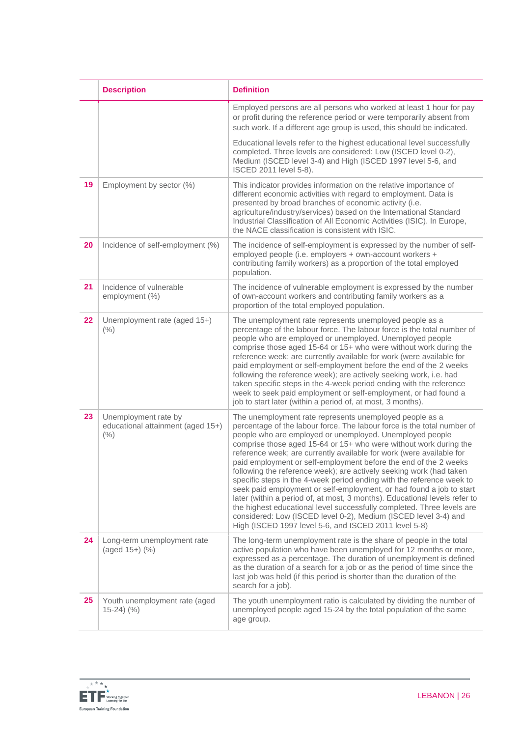|  | Description | Definition |
|---|---|---|
|  |  | Employed persons are all persons who worked at least 1 hour for pay or profit during the reference period or were temporarily absent from such work. If a different age group is used, this should be indicated.<br><br>Educational levels refer to the highest educational level successfully completed. Three levels are considered: Low (ISCED level 0-2), Medium (ISCED level 3-4) and High (ISCED 1997 level 5-6, and ISCED 2011 level 5-8). |
| 19 | Employment by sector (%) | This indicator provides information on the relative importance of different economic activities with regard to employment. Data is presented by broad branches of economic activity (i.e. agriculture/industry/services) based on the International Standard Industrial Classification of All Economic Activities (ISIC). In Europe, the NACE classification is consistent with ISIC. |
| 20 | Incidence of self-employment (%) | The incidence of self-employment is expressed by the number of self-employed people (i.e. employers + own-account workers + contributing family workers) as a proportion of the total employed population. |
| 21 | Incidence of vulnerable employment (%) | The incidence of vulnerable employment is expressed by the number of own-account workers and contributing family workers as a proportion of the total employed population. |
| 22 | Unemployment rate (aged 15+) (%) | The unemployment rate represents unemployed people as a percentage of the labour force. The labour force is the total number of people who are employed or unemployed. Unemployed people comprise those aged 15-64 or 15+ who were without work during the reference week; are currently available for work (were available for paid employment or self-employment before the end of the 2 weeks following the reference week); are actively seeking work, i.e. had taken specific steps in the 4-week period ending with the reference week to seek paid employment or self-employment, or had found a job to start later (within a period of, at most, 3 months). |
| 23 | Unemployment rate by educational attainment (aged 15+) (%) | The unemployment rate represents unemployed people as a percentage of the labour force. The labour force is the total number of people who are employed or unemployed. Unemployed people comprise those aged 15-64 or 15+ who were without work during the reference week; are currently available for work (were available for paid employment or self-employment before the end of the 2 weeks following the reference week); are actively seeking work (had taken specific steps in the 4-week period ending with the reference week to seek paid employment or self-employment, or had found a job to start later (within a period of, at most, 3 months). Educational levels refer to the highest educational level successfully completed. Three levels are considered: Low (ISCED level 0-2), Medium (ISCED level 3-4) and High (ISCED 1997 level 5-6, and ISCED 2011 level 5-8) |
| 24 | Long-term unemployment rate (aged 15+) (%) | The long-term unemployment rate is the share of people in the total active population who have been unemployed for 12 months or more, expressed as a percentage. The duration of unemployment is defined as the duration of a search for a job or as the period of time since the last job was held (if this period is shorter than the duration of the search for a job). |
| 25 | Youth unemployment rate (aged 15-24) (%) | The youth unemployment ratio is calculated by dividing the number of unemployed people aged 15-24 by the total population of the same age group. |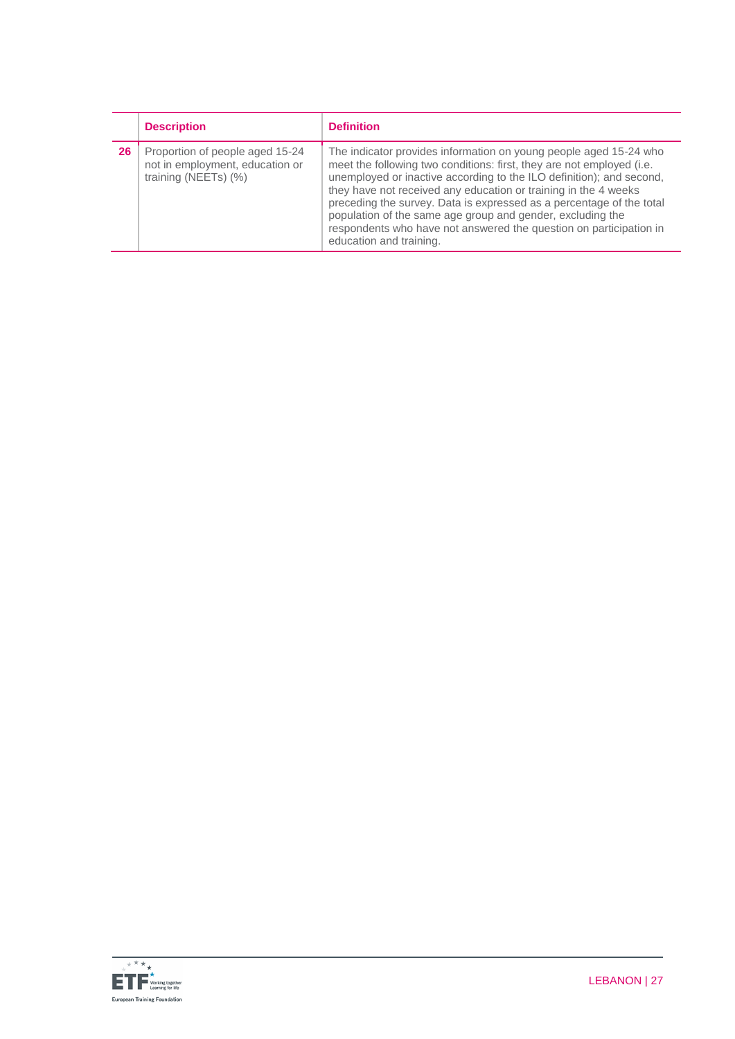| | Description | Definition |
|---|---|---|
| **26** | Proportion of people aged 15-24 not in employment, education or training (NEETs) (%) | The indicator provides information on young people aged 15-24 who meet the following two conditions: first, they are not employed (i.e. unemployed or inactive according to the ILO definition); and second, they have not received any education or training in the 4 weeks preceding the survey. Data is expressed as a percentage of the total population of the same age group and gender, excluding the respondents who have not answered the question on participation in education and training. |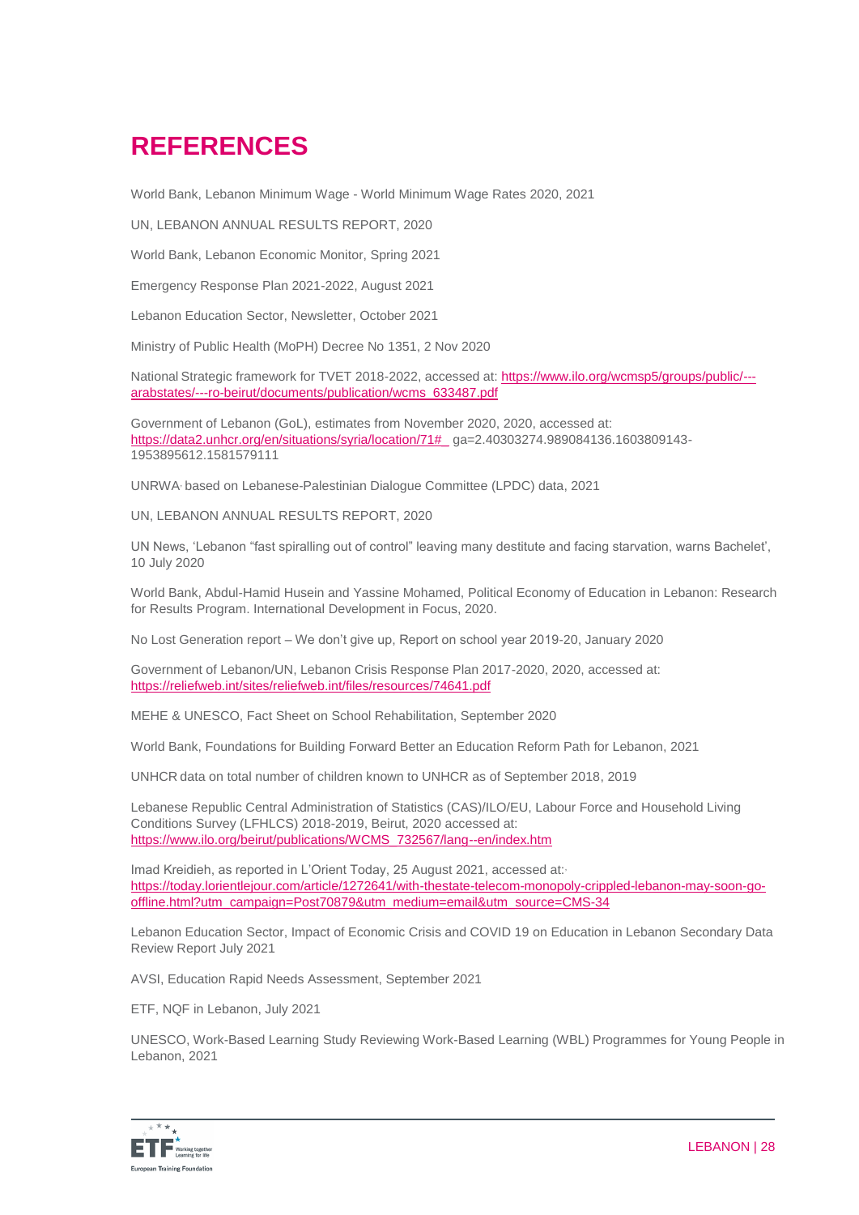# REFERENCES

World Bank, Lebanon Minimum Wage - World Minimum Wage Rates 2020, 2021

UN, LEBANON ANNUAL RESULTS REPORT, 2020

World Bank, Lebanon Economic Monitor, Spring 2021

Emergency Response Plan 2021-2022, August 2021

Lebanon Education Sector, Newsletter, October 2021

Ministry of Public Health (MoPH) Decree No 1351, 2 Nov 2020

National Strategic framework for TVET 2018-2022, accessed at: https://www.ilo.org/wcmsp5/groups/public/---arabstates/---ro-beirut/documents/publication/wcms_633487.pdf

Government of Lebanon (GoL), estimates from November 2020, 2020, accessed at: https://data2.unhcr.org/en/situations/syria/location/71#_ ga=2.40303274.989084136.1603809143-1953895612.1581579111

UNRWA based on Lebanese-Palestinian Dialogue Committee (LPDC) data, 2021

UN, LEBANON ANNUAL RESULTS REPORT, 2020

UN News, 'Lebanon "fast spiralling out of control" leaving many destitute and facing starvation, warns Bachelet', 10 July 2020

World Bank, Abdul-Hamid Husein and Yassine Mohamed, Political Economy of Education in Lebanon: Research for Results Program. International Development in Focus, 2020.

No Lost Generation report – We don't give up, Report on school year 2019-20, January 2020

Government of Lebanon/UN, Lebanon Crisis Response Plan 2017-2020, 2020, accessed at: https://reliefweb.int/sites/reliefweb.int/files/resources/74641.pdf

MEHE & UNESCO, Fact Sheet on School Rehabilitation, September 2020

World Bank, Foundations for Building Forward Better an Education Reform Path for Lebanon, 2021

UNHCR data on total number of children known to UNHCR as of September 2018, 2019

Lebanese Republic Central Administration of Statistics (CAS)/ILO/EU, Labour Force and Household Living Conditions Survey (LFHLCS) 2018-2019, Beirut, 2020 accessed at: https://www.ilo.org/beirut/publications/WCMS_732567/lang--en/index.htm

Imad Kreidieh, as reported in L'Orient Today, 25 August 2021, accessed at: https://today.lorientlejour.com/article/1272641/with-thestate-telecom-monopoly-crippled-lebanon-may-soon-go-offline.html?utm_campaign=Post70879&utm_medium=email&utm_source=CMS-34

Lebanon Education Sector, Impact of Economic Crisis and COVID 19 on Education in Lebanon Secondary Data Review Report July 2021

AVSI, Education Rapid Needs Assessment, September 2021

ETF, NQF in Lebanon, July 2021

UNESCO, Work-Based Learning Study Reviewing Work-Based Learning (WBL) Programmes for Young People in Lebanon, 2021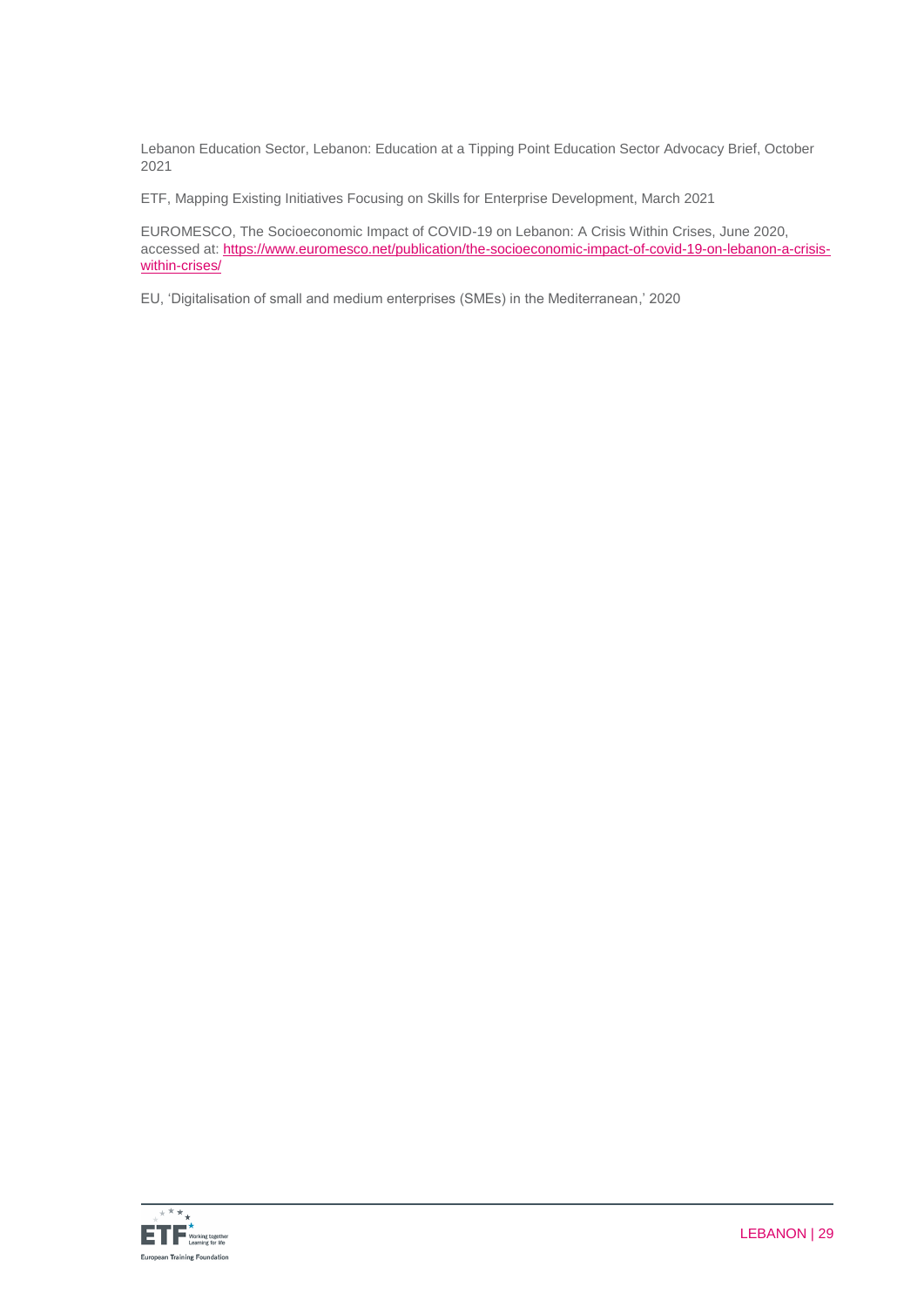Lebanon Education Sector, Lebanon: Education at a Tipping Point Education Sector Advocacy Brief, October 2021

ETF, Mapping Existing Initiatives Focusing on Skills for Enterprise Development, March 2021

EUROMESCO, The Socioeconomic Impact of COVID-19 on Lebanon: A Crisis Within Crises, June 2020, accessed at: https://www.euromesco.net/publication/the-socioeconomic-impact-of-covid-19-on-lebanon-a-crisis-within-crises/

EU, 'Digitalisation of small and medium enterprises (SMEs) in the Mediterranean,' 2020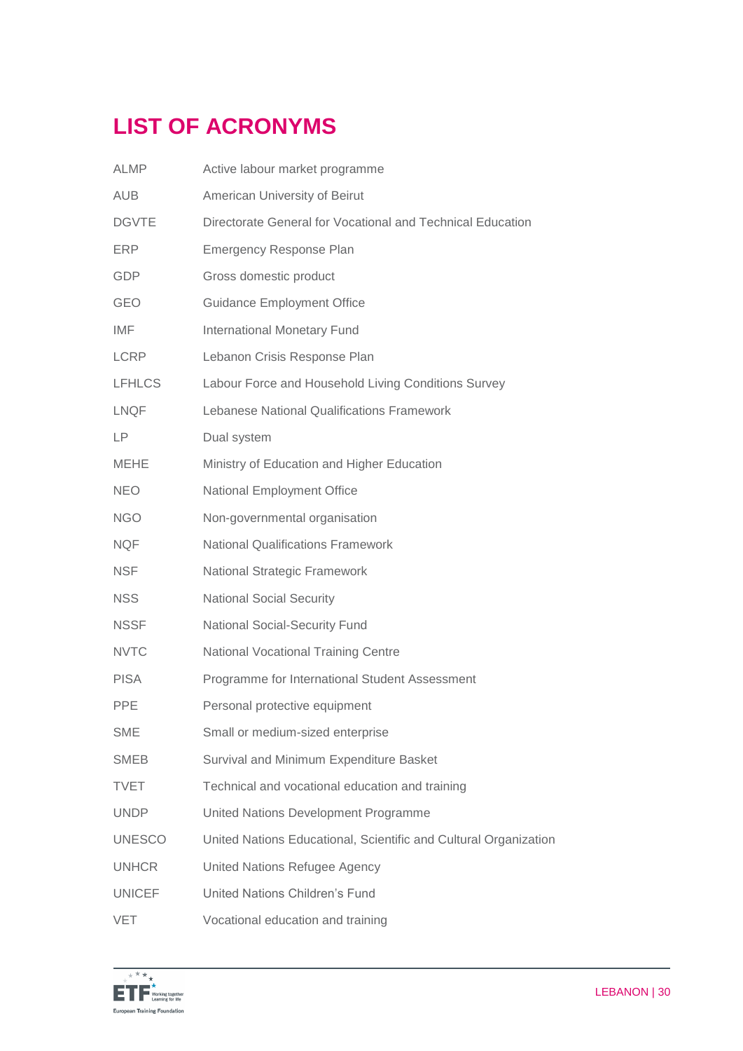# LIST OF ACRONYMS

| | |
|---|---|
| ALMP | Active labour market programme |
| AUB | American University of Beirut |
| DGVTE | Directorate General for Vocational and Technical Education |
| ERP | Emergency Response Plan |
| GDP | Gross domestic product |
| GEO | Guidance Employment Office |
| IMF | International Monetary Fund |
| LCRP | Lebanon Crisis Response Plan |
| LFHLCS | Labour Force and Household Living Conditions Survey |
| LNQF | Lebanese National Qualifications Framework |
| LP | Dual system |
| MEHE | Ministry of Education and Higher Education |
| NEO | National Employment Office |
| NGO | Non-governmental organisation |
| NQF | National Qualifications Framework |
| NSF | National Strategic Framework |
| NSS | National Social Security |
| NSSF | National Social-Security Fund |
| NVTC | National Vocational Training Centre |
| PISA | Programme for International Student Assessment |
| PPE | Personal protective equipment |
| SME | Small or medium-sized enterprise |
| SMEB | Survival and Minimum Expenditure Basket |
| TVET | Technical and vocational education and training |
| UNDP | United Nations Development Programme |
| UNESCO | United Nations Educational, Scientific and Cultural Organization |
| UNHCR | United Nations Refugee Agency |
| UNICEF | United Nations Children's Fund |
| VET | Vocational education and training |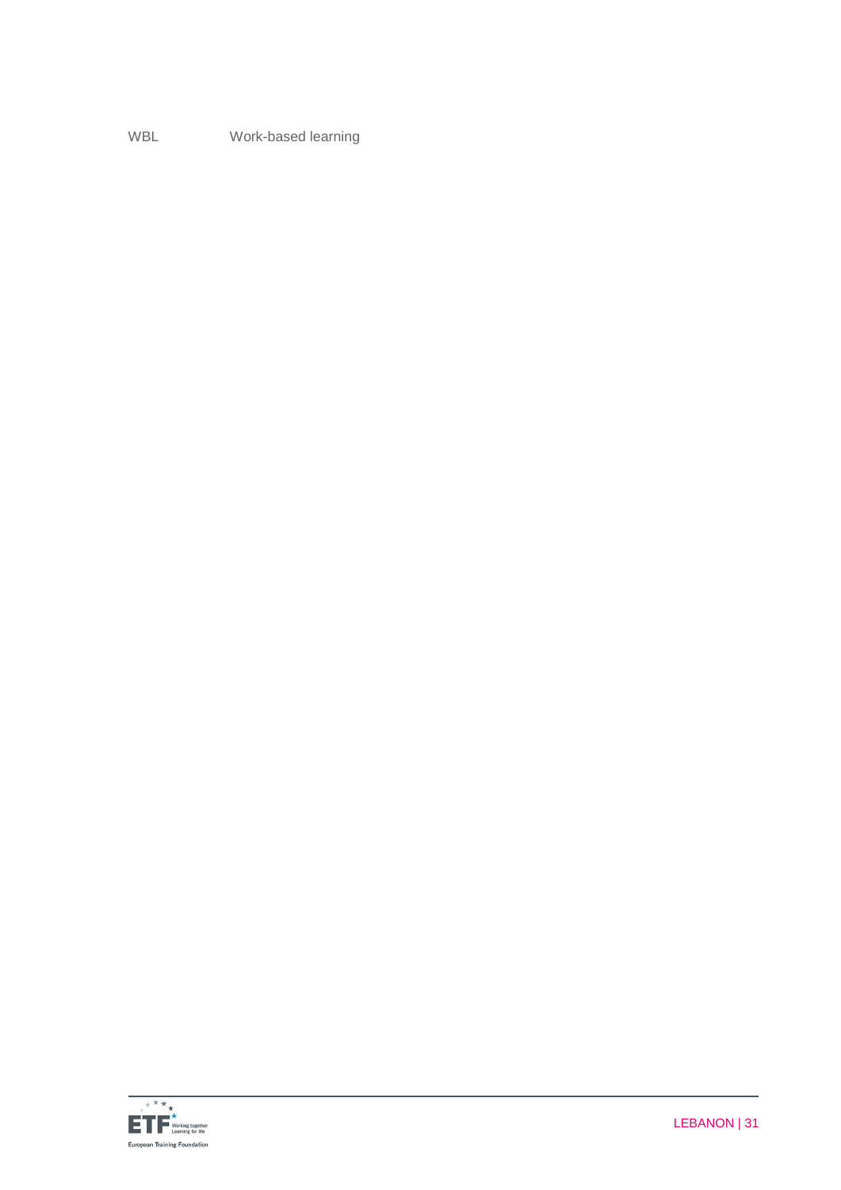| | |
|---|---|
| WBL | Work-based learning |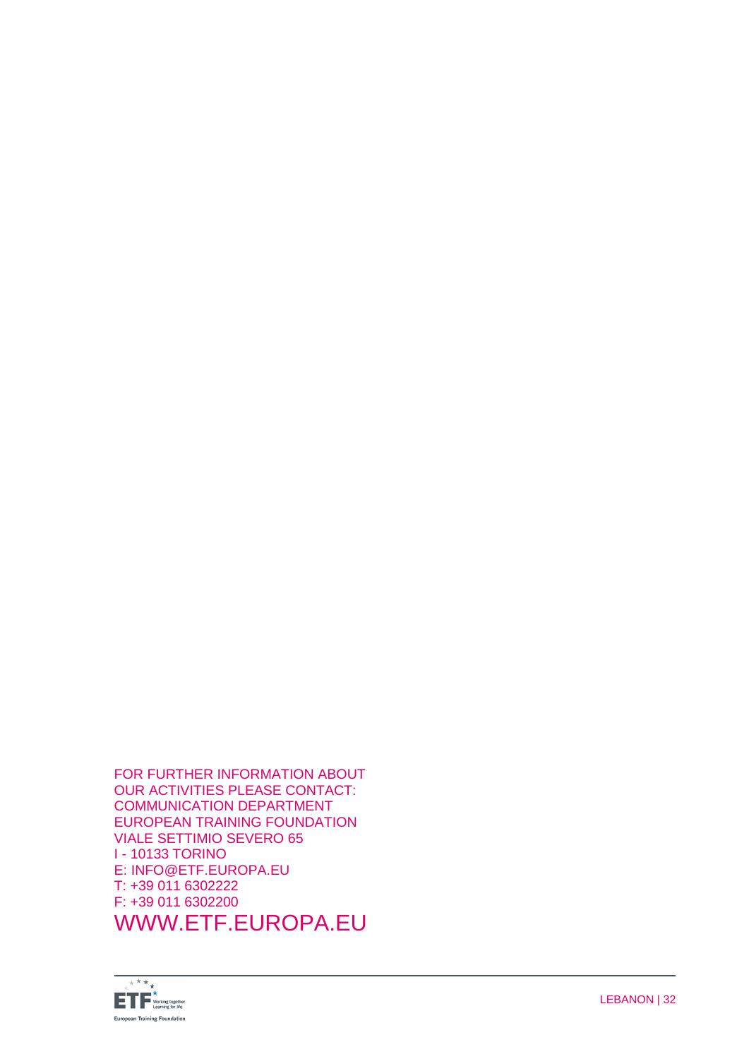FOR FURTHER INFORMATION ABOUT
OUR ACTIVITIES PLEASE CONTACT:
COMMUNICATION DEPARTMENT
EUROPEAN TRAINING FOUNDATION
VIALE SETTIMIO SEVERO 65
I - 10133 TORINO
E: INFO@ETF.EUROPA.EU
T: +39 011 6302222
F: +39 011 6302200

WWW.ETF.EUROPA.EU